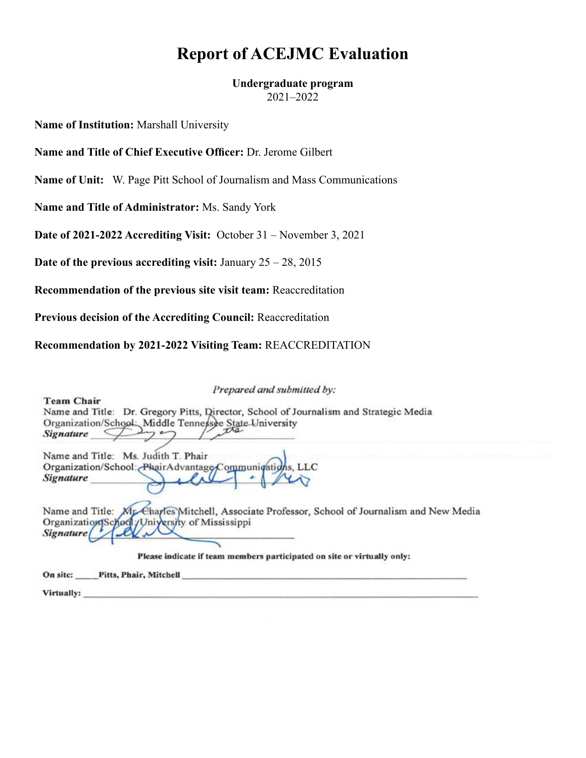# Report of ACEJMC Evaluation

**Undergraduate program**
2021–2022

**Name of Institution:** Marshall University

**Name and Title of Chief Executive Officer:** Dr. Jerome Gilbert

**Name of Unit:** W. Page Pitt School of Journalism and Mass Communications

**Name and Title of Administrator:** Ms. Sandy York

**Date of 2021-2022 Accrediting Visit:** October 31 – November 3, 2021

**Date of the previous accrediting visit:** January 25 – 28, 2015

**Recommendation of the previous site visit team:** Reaccreditation

**Previous decision of the Accrediting Council:** Reaccreditation

**Recommendation by 2021-2022 Visiting Team:** REACCREDITATION

*Prepared and submitted by:*

**Team Chair**
Name and Title: Dr. Gregory Pitts, Director, School of Journalism and Strategic Media
Organization/School: Middle Tennessee State University
***Signature*** ______________________

Name and Title: Ms. Judith T. Phair
Organization/School: PhairAdvantage Communications, LLC
***Signature*** ______________________

Name and Title: Mr. Charles Mitchell, Associate Professor, School of Journalism and New Media
Organization/School: University of Mississippi
***Signature*** ______________________

**Please indicate if team members participated on site or virtually only:**

**On site:** **Pitts, Phair, Mitchell**

**Virtually:** ______________________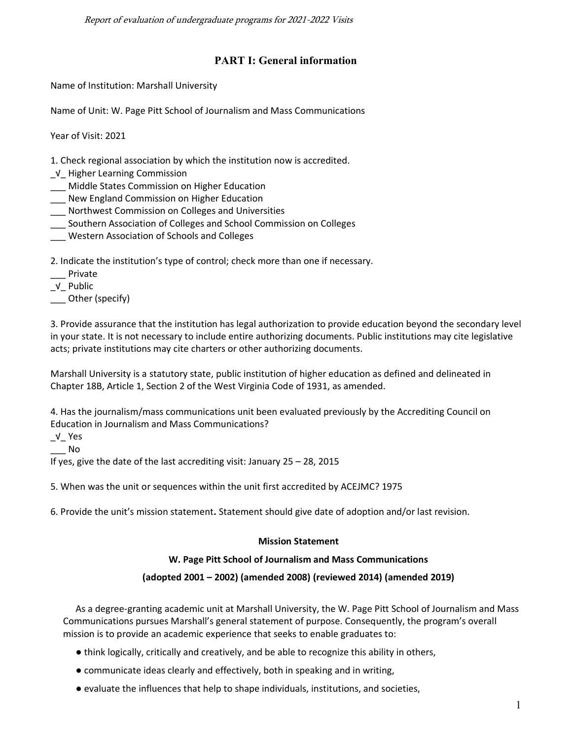## PART I: General information

Name of Institution: Marshall University

Name of Unit: W. Page Pitt School of Journalism and Mass Communications

Year of Visit: 2021

1. Check regional association by which the institution now is accredited.
_√_ Higher Learning Commission
___ Middle States Commission on Higher Education
___ New England Commission on Higher Education
___ Northwest Commission on Colleges and Universities
___ Southern Association of Colleges and School Commission on Colleges
___ Western Association of Schools and Colleges

2. Indicate the institution's type of control; check more than one if necessary.
___ Private
_√_ Public
___ Other (specify)

3. Provide assurance that the institution has legal authorization to provide education beyond the secondary level in your state. It is not necessary to include entire authorizing documents. Public institutions may cite legislative acts; private institutions may cite charters or other authorizing documents.

Marshall University is a statutory state, public institution of higher education as defined and delineated in Chapter 18B, Article 1, Section 2 of the West Virginia Code of 1931, as amended.

4. Has the journalism/mass communications unit been evaluated previously by the Accrediting Council on Education in Journalism and Mass Communications?
_√_ Yes
___ No
If yes, give the date of the last accrediting visit: January 25 – 28, 2015

5. When was the unit or sequences within the unit first accredited by ACEJMC? 1975

6. Provide the unit's mission statement**.** Statement should give date of adoption and/or last revision.

**Mission Statement**

**W. Page Pitt School of Journalism and Mass Communications**

**(adopted 2001 – 2002) (amended 2008) (reviewed 2014) (amended 2019)**

As a degree-granting academic unit at Marshall University, the W. Page Pitt School of Journalism and Mass Communications pursues Marshall's general statement of purpose. Consequently, the program's overall mission is to provide an academic experience that seeks to enable graduates to:

- think logically, critically and creatively, and be able to recognize this ability in others,
- communicate ideas clearly and effectively, both in speaking and in writing,
- evaluate the influences that help to shape individuals, institutions, and societies,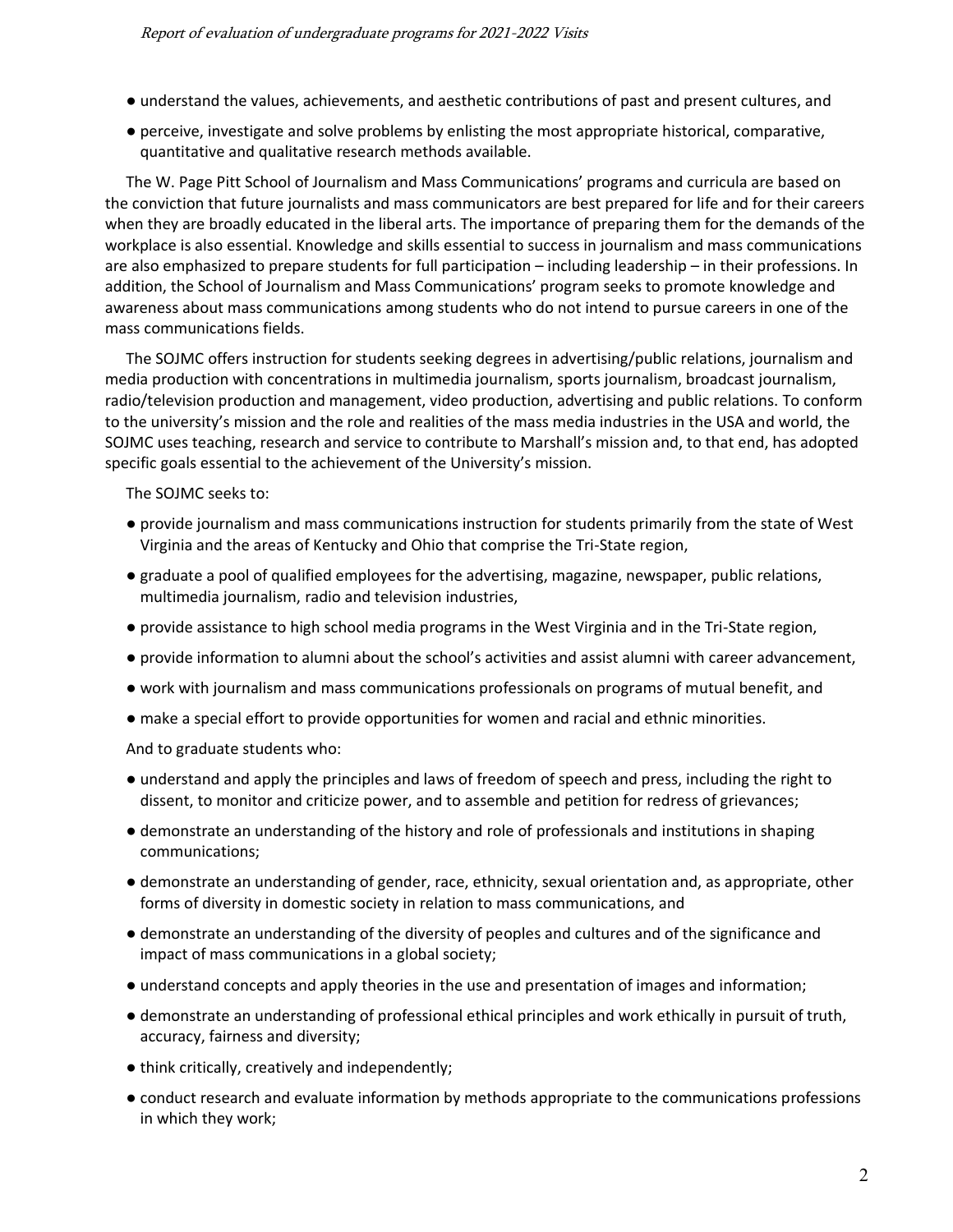- understand the values, achievements, and aesthetic contributions of past and present cultures, and
- perceive, investigate and solve problems by enlisting the most appropriate historical, comparative, quantitative and qualitative research methods available.

The W. Page Pitt School of Journalism and Mass Communications' programs and curricula are based on the conviction that future journalists and mass communicators are best prepared for life and for their careers when they are broadly educated in the liberal arts. The importance of preparing them for the demands of the workplace is also essential. Knowledge and skills essential to success in journalism and mass communications are also emphasized to prepare students for full participation – including leadership – in their professions. In addition, the School of Journalism and Mass Communications' program seeks to promote knowledge and awareness about mass communications among students who do not intend to pursue careers in one of the mass communications fields.

The SOJMC offers instruction for students seeking degrees in advertising/public relations, journalism and media production with concentrations in multimedia journalism, sports journalism, broadcast journalism, radio/television production and management, video production, advertising and public relations. To conform to the university's mission and the role and realities of the mass media industries in the USA and world, the SOJMC uses teaching, research and service to contribute to Marshall's mission and, to that end, has adopted specific goals essential to the achievement of the University's mission.

The SOJMC seeks to:

- provide journalism and mass communications instruction for students primarily from the state of West Virginia and the areas of Kentucky and Ohio that comprise the Tri-State region,
- graduate a pool of qualified employees for the advertising, magazine, newspaper, public relations, multimedia journalism, radio and television industries,
- provide assistance to high school media programs in the West Virginia and in the Tri-State region,
- provide information to alumni about the school's activities and assist alumni with career advancement,
- work with journalism and mass communications professionals on programs of mutual benefit, and
- make a special effort to provide opportunities for women and racial and ethnic minorities.

And to graduate students who:

- understand and apply the principles and laws of freedom of speech and press, including the right to dissent, to monitor and criticize power, and to assemble and petition for redress of grievances;
- demonstrate an understanding of the history and role of professionals and institutions in shaping communications;
- demonstrate an understanding of gender, race, ethnicity, sexual orientation and, as appropriate, other forms of diversity in domestic society in relation to mass communications, and
- demonstrate an understanding of the diversity of peoples and cultures and of the significance and impact of mass communications in a global society;
- understand concepts and apply theories in the use and presentation of images and information;
- demonstrate an understanding of professional ethical principles and work ethically in pursuit of truth, accuracy, fairness and diversity;
- think critically, creatively and independently;
- conduct research and evaluate information by methods appropriate to the communications professions in which they work;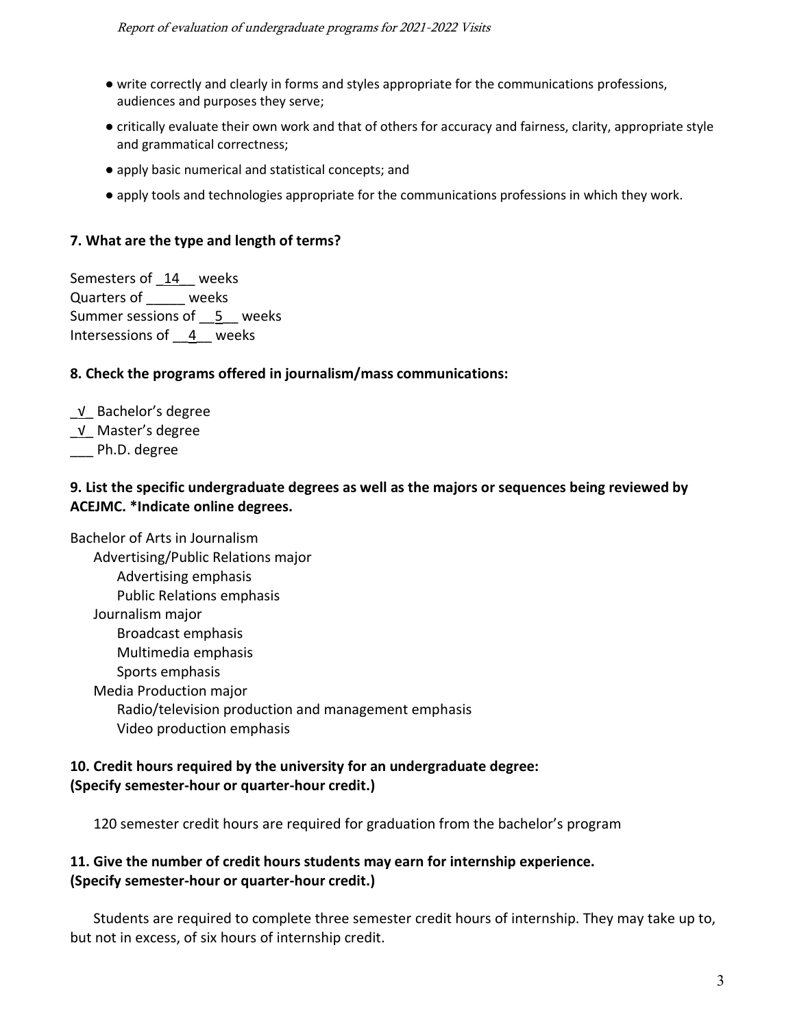- write correctly and clearly in forms and styles appropriate for the communications professions, audiences and purposes they serve;
- critically evaluate their own work and that of others for accuracy and fairness, clarity, appropriate style and grammatical correctness;
- apply basic numerical and statistical concepts; and
- apply tools and technologies appropriate for the communications professions in which they work.

**7. What are the type and length of terms?**

Semesters of _14__ weeks
Quarters of _____ weeks
Summer sessions of __5__ weeks
Intersessions of __4__ weeks

**8. Check the programs offered in journalism/mass communications:**

_√_ Bachelor's degree
_√_ Master's degree
___ Ph.D. degree

**9. List the specific undergraduate degrees as well as the majors or sequences being reviewed by ACEJMC. *Indicate online degrees.**

Bachelor of Arts in Journalism
- Advertising/Public Relations major
  - Advertising emphasis
  - Public Relations emphasis
- Journalism major
  - Broadcast emphasis
  - Multimedia emphasis
  - Sports emphasis
- Media Production major
  - Radio/television production and management emphasis
  - Video production emphasis

**10. Credit hours required by the university for an undergraduate degree: (Specify semester-hour or quarter-hour credit.)**

120 semester credit hours are required for graduation from the bachelor's program

**11. Give the number of credit hours students may earn for internship experience. (Specify semester-hour or quarter-hour credit.)**

Students are required to complete three semester credit hours of internship. They may take up to, but not in excess, of six hours of internship credit.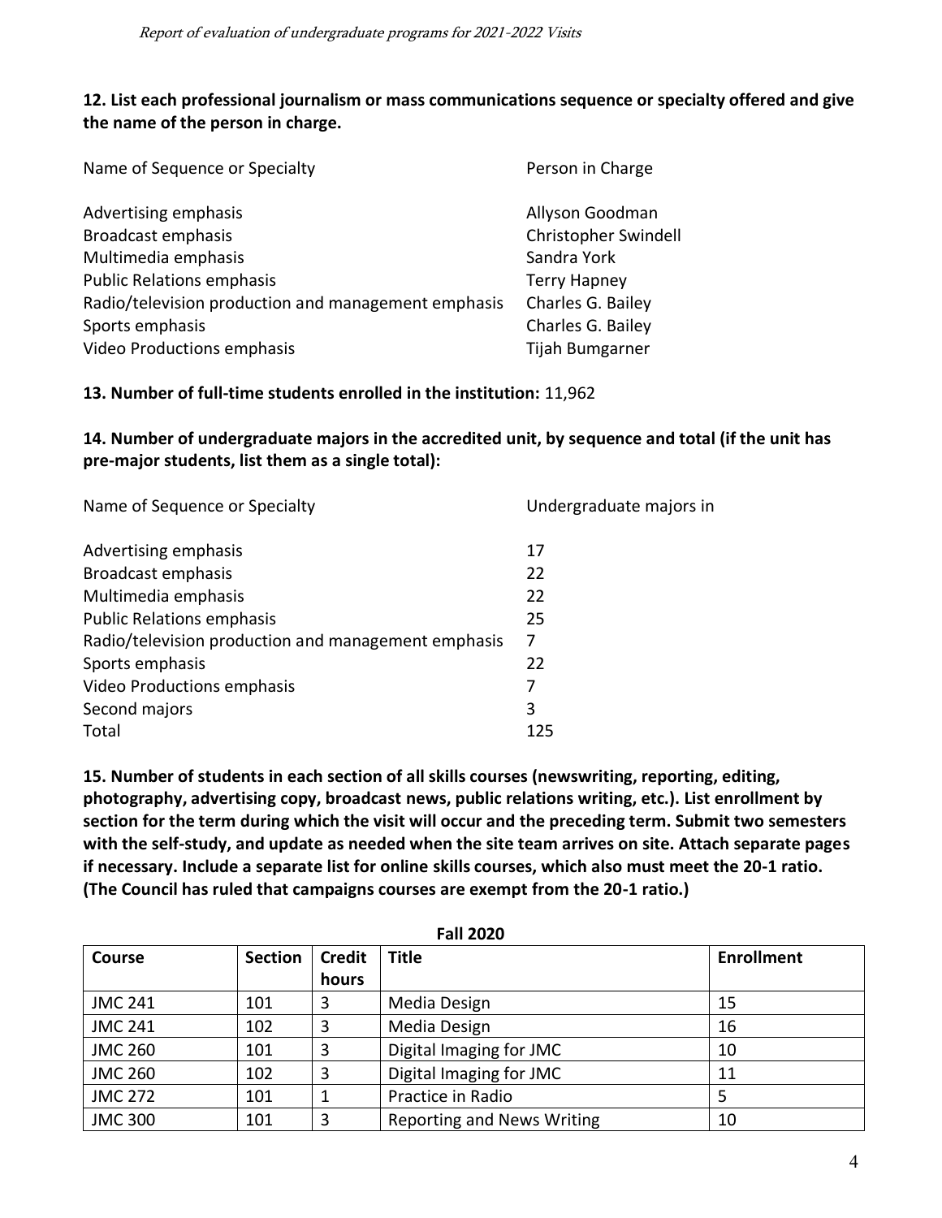**12. List each professional journalism or mass communications sequence or specialty offered and give the name of the person in charge.**

| Name of Sequence or Specialty | Person in Charge |
|---|---|
| Advertising emphasis | Allyson Goodman |
| Broadcast emphasis | Christopher Swindell |
| Multimedia emphasis | Sandra York |
| Public Relations emphasis | Terry Hapney |
| Radio/television production and management emphasis | Charles G. Bailey |
| Sports emphasis | Charles G. Bailey |
| Video Productions emphasis | Tijah Bumgarner |

**13. Number of full-time students enrolled in the institution:** 11,962

**14. Number of undergraduate majors in the accredited unit, by sequence and total (if the unit has pre-major students, list them as a single total):**

| Name of Sequence or Specialty | Undergraduate majors in |
|---|---|
| Advertising emphasis | 17 |
| Broadcast emphasis | 22 |
| Multimedia emphasis | 22 |
| Public Relations emphasis | 25 |
| Radio/television production and management emphasis | 7 |
| Sports emphasis | 22 |
| Video Productions emphasis | 7 |
| Second majors | 3 |
| Total | 125 |

**15. Number of students in each section of all skills courses (newswriting, reporting, editing, photography, advertising copy, broadcast news, public relations writing, etc.). List enrollment by section for the term during which the visit will occur and the preceding term. Submit two semesters with the self-study, and update as needed when the site team arrives on site. Attach separate pages if necessary. Include a separate list for online skills courses, which also must meet the 20-1 ratio. (The Council has ruled that campaigns courses are exempt from the 20-1 ratio.)**

**Fall 2020**

| Course | Section | Credit hours | Title | Enrollment |
|---|---|---|---|---|
| JMC 241 | 101 | 3 | Media Design | 15 |
| JMC 241 | 102 | 3 | Media Design | 16 |
| JMC 260 | 101 | 3 | Digital Imaging for JMC | 10 |
| JMC 260 | 102 | 3 | Digital Imaging for JMC | 11 |
| JMC 272 | 101 | 1 | Practice in Radio | 5 |
| JMC 300 | 101 | 3 | Reporting and News Writing | 10 |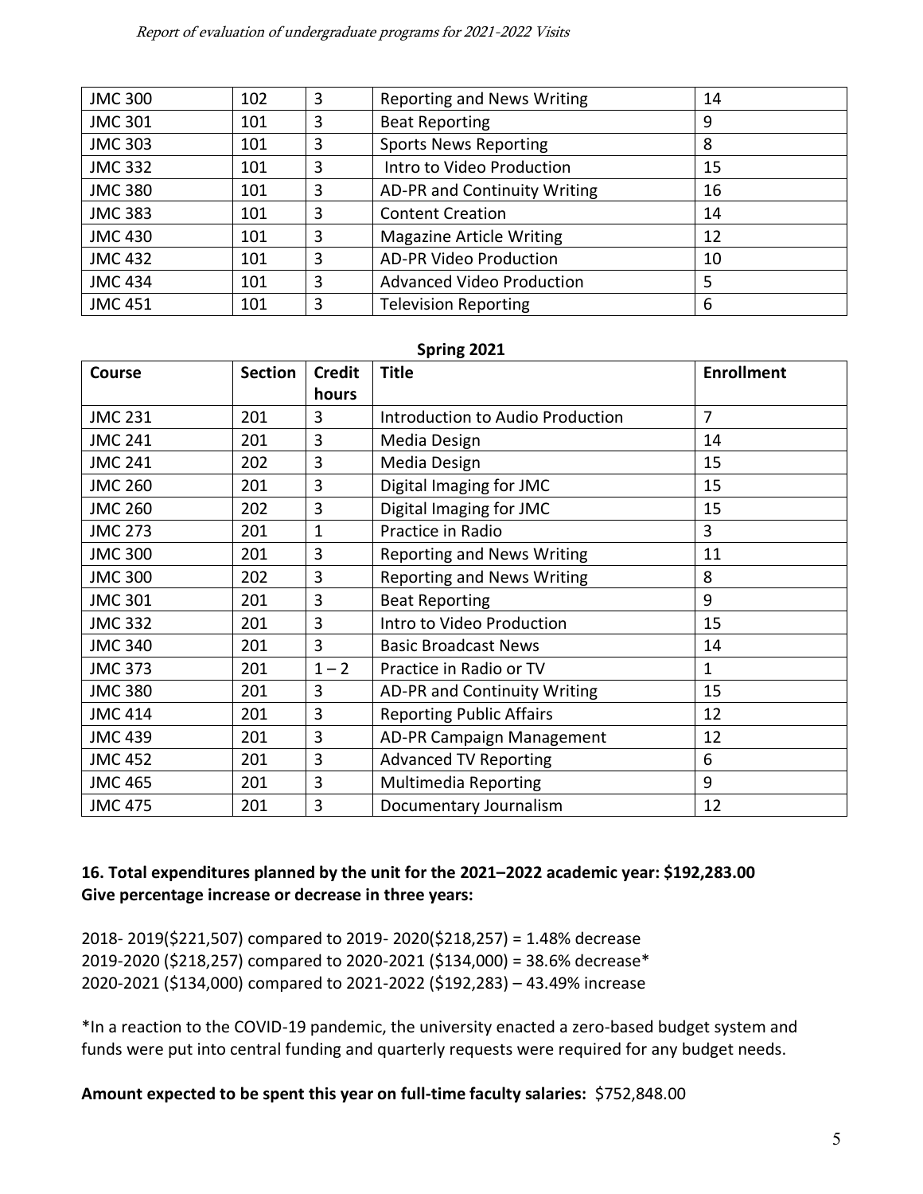| | | | | |
|---|---|---|---|---|
| JMC 300 | 102 | 3 | Reporting and News Writing | 14 |
| JMC 301 | 101 | 3 | Beat Reporting | 9 |
| JMC 303 | 101 | 3 | Sports News Reporting | 8 |
| JMC 332 | 101 | 3 | Intro to Video Production | 15 |
| JMC 380 | 101 | 3 | AD-PR and Continuity Writing | 16 |
| JMC 383 | 101 | 3 | Content Creation | 14 |
| JMC 430 | 101 | 3 | Magazine Article Writing | 12 |
| JMC 432 | 101 | 3 | AD-PR Video Production | 10 |
| JMC 434 | 101 | 3 | Advanced Video Production | 5 |
| JMC 451 | 101 | 3 | Television Reporting | 6 |

**Spring 2021**

| Course | Section | Credit hours | Title | Enrollment |
|---|---|---|---|---|
| JMC 231 | 201 | 3 | Introduction to Audio Production | 7 |
| JMC 241 | 201 | 3 | Media Design | 14 |
| JMC 241 | 202 | 3 | Media Design | 15 |
| JMC 260 | 201 | 3 | Digital Imaging for JMC | 15 |
| JMC 260 | 202 | 3 | Digital Imaging for JMC | 15 |
| JMC 273 | 201 | 1 | Practice in Radio | 3 |
| JMC 300 | 201 | 3 | Reporting and News Writing | 11 |
| JMC 300 | 202 | 3 | Reporting and News Writing | 8 |
| JMC 301 | 201 | 3 | Beat Reporting | 9 |
| JMC 332 | 201 | 3 | Intro to Video Production | 15 |
| JMC 340 | 201 | 3 | Basic Broadcast News | 14 |
| JMC 373 | 201 | 1 – 2 | Practice in Radio or TV | 1 |
| JMC 380 | 201 | 3 | AD-PR and Continuity Writing | 15 |
| JMC 414 | 201 | 3 | Reporting Public Affairs | 12 |
| JMC 439 | 201 | 3 | AD-PR Campaign Management | 12 |
| JMC 452 | 201 | 3 | Advanced TV Reporting | 6 |
| JMC 465 | 201 | 3 | Multimedia Reporting | 9 |
| JMC 475 | 201 | 3 | Documentary Journalism | 12 |

**16. Total expenditures planned by the unit for the 2021–2022 academic year: $192,283.00**
**Give percentage increase or decrease in three years:**

2018- 2019($221,507) compared to 2019- 2020($218,257) = 1.48% decrease
2019-2020 ($218,257) compared to 2020-2021 ($134,000) = 38.6% decrease*
2020-2021 ($134,000) compared to 2021-2022 ($192,283) – 43.49% increase

*In a reaction to the COVID-19 pandemic, the university enacted a zero-based budget system and funds were put into central funding and quarterly requests were required for any budget needs.

**Amount expected to be spent this year on full-time faculty salaries:** $752,848.00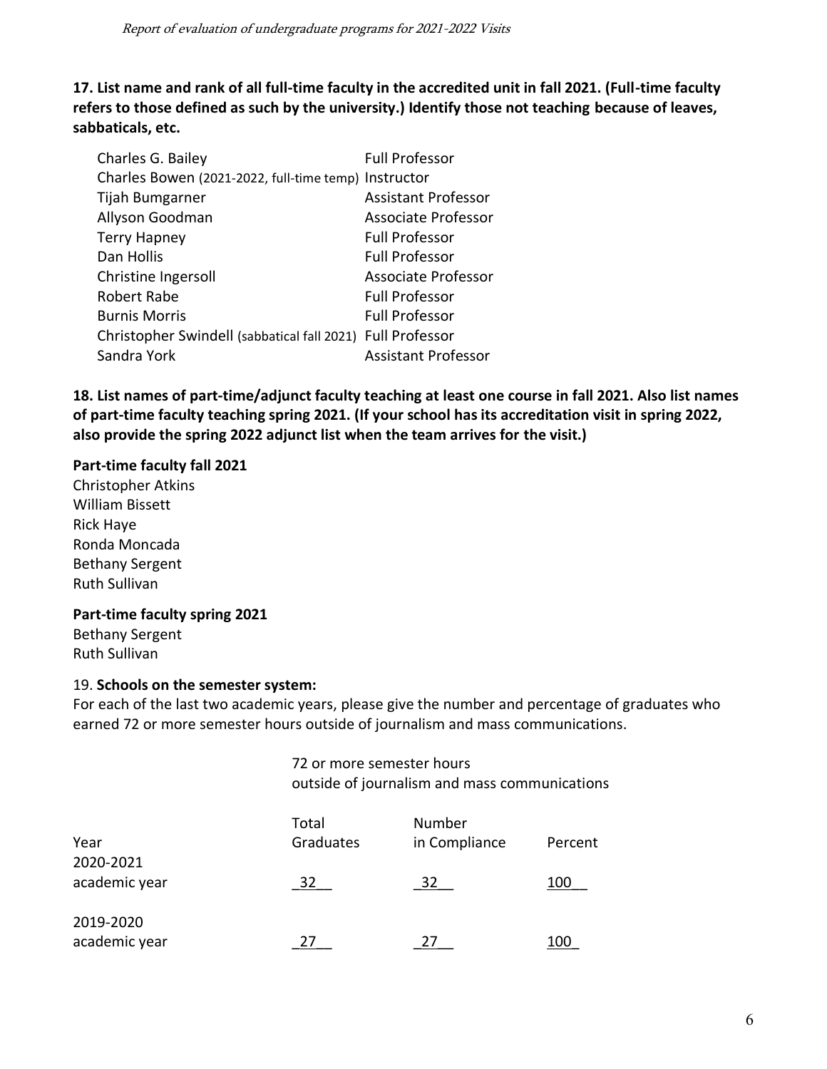**17. List name and rank of all full-time faculty in the accredited unit in fall 2021. (Full-time faculty refers to those defined as such by the university.) Identify those not teaching because of leaves, sabbaticals, etc.**

| Name | Rank |
|---|---|
| Charles G. Bailey | Full Professor |
| Charles Bowen (2021-2022, full-time temp) | Instructor |
| Tijah Bumgarner | Assistant Professor |
| Allyson Goodman | Associate Professor |
| Terry Hapney | Full Professor |
| Dan Hollis | Full Professor |
| Christine Ingersoll | Associate Professor |
| Robert Rabe | Full Professor |
| Burnis Morris | Full Professor |
| Christopher Swindell (sabbatical fall 2021) | Full Professor |
| Sandra York | Assistant Professor |

**18. List names of part-time/adjunct faculty teaching at least one course in fall 2021. Also list names of part-time faculty teaching spring 2021. (If your school has its accreditation visit in spring 2022, also provide the spring 2022 adjunct list when the team arrives for the visit.)**

**Part-time faculty fall 2021**

Christopher Atkins
William Bissett
Rick Haye
Ronda Moncada
Bethany Sergent
Ruth Sullivan

**Part-time faculty spring 2021**

Bethany Sergent
Ruth Sullivan

19. **Schools on the semester system:**

For each of the last two academic years, please give the number and percentage of graduates who earned 72 or more semester hours outside of journalism and mass communications.

| | 72 or more semester hours outside of journalism and mass communications | | |
|---|---|---|---|
| Year | Total Graduates | Number in Compliance | Percent |
| 2020-2021 academic year | 32 | 32 | 100 |
| 2019-2020 academic year | 27 | 27 | 100 |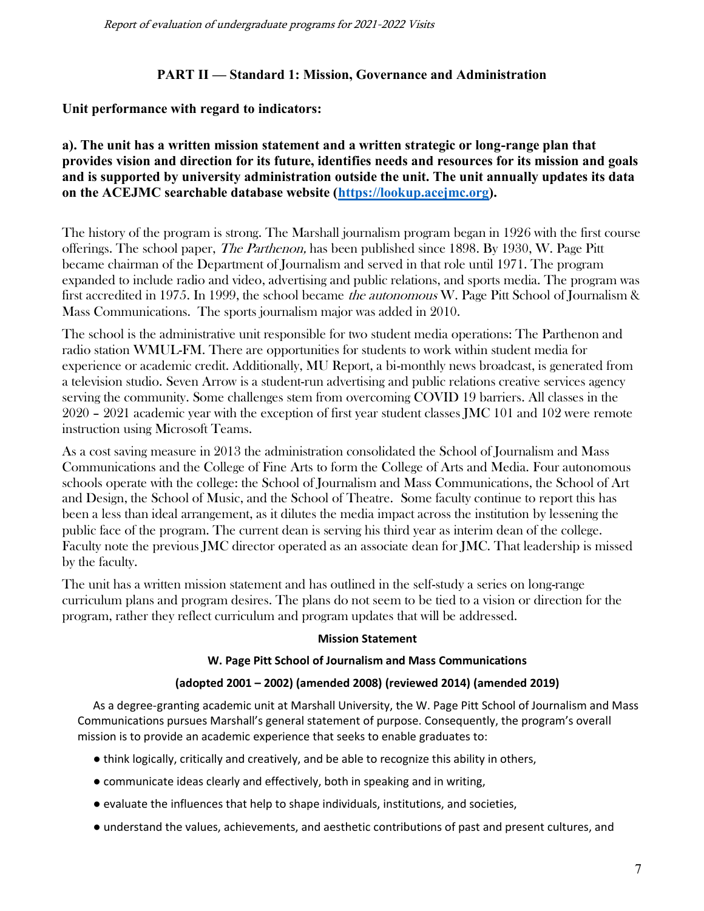## PART II — Standard 1: Mission, Governance and Administration

**Unit performance with regard to indicators:**

**a). The unit has a written mission statement and a written strategic or long-range plan that provides vision and direction for its future, identifies needs and resources for its mission and goals and is supported by university administration outside the unit. The unit annually updates its data on the ACEJMC searchable database website ([https://lookup.acejmc.org](https://lookup.acejmc.org)).**

The history of the program is strong. The Marshall journalism program began in 1926 with the first course offerings. The school paper, *The Parthenon,* has been published since 1898. By 1930, W. Page Pitt became chairman of the Department of Journalism and served in that role until 1971. The program expanded to include radio and video, advertising and public relations, and sports media. The program was first accredited in 1975. In 1999, the school became *the autonomous* W. Page Pitt School of Journalism & Mass Communications. The sports journalism major was added in 2010.

The school is the administrative unit responsible for two student media operations: The Parthenon and radio station WMUL-FM. There are opportunities for students to work within student media for experience or academic credit. Additionally, MU Report, a bi-monthly news broadcast, is generated from a television studio. Seven Arrow is a student-run advertising and public relations creative services agency serving the community. Some challenges stem from overcoming COVID 19 barriers. All classes in the 2020 – 2021 academic year with the exception of first year student classes JMC 101 and 102 were remote instruction using Microsoft Teams.

As a cost saving measure in 2013 the administration consolidated the School of Journalism and Mass Communications and the College of Fine Arts to form the College of Arts and Media. Four autonomous schools operate with the college: the School of Journalism and Mass Communications, the School of Art and Design, the School of Music, and the School of Theatre. Some faculty continue to report this has been a less than ideal arrangement, as it dilutes the media impact across the institution by lessening the public face of the program. The current dean is serving his third year as interim dean of the college. Faculty note the previous JMC director operated as an associate dean for JMC. That leadership is missed by the faculty.

The unit has a written mission statement and has outlined in the self-study a series on long-range curriculum plans and program desires. The plans do not seem to be tied to a vision or direction for the program, rather they reflect curriculum and program updates that will be addressed.

**Mission Statement**

**W. Page Pitt School of Journalism and Mass Communications**

**(adopted 2001 – 2002) (amended 2008) (reviewed 2014) (amended 2019)**

As a degree-granting academic unit at Marshall University, the W. Page Pitt School of Journalism and Mass Communications pursues Marshall's general statement of purpose. Consequently, the program's overall mission is to provide an academic experience that seeks to enable graduates to:

- think logically, critically and creatively, and be able to recognize this ability in others,
- communicate ideas clearly and effectively, both in speaking and in writing,
- evaluate the influences that help to shape individuals, institutions, and societies,
- understand the values, achievements, and aesthetic contributions of past and present cultures, and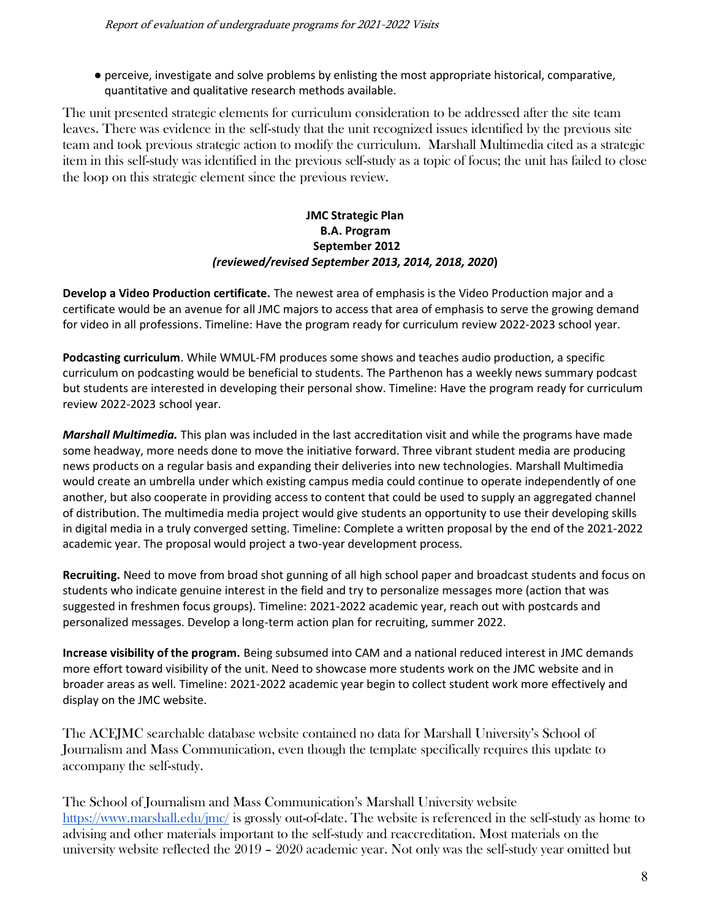- perceive, investigate and solve problems by enlisting the most appropriate historical, comparative, quantitative and qualitative research methods available.

The unit presented strategic elements for curriculum consideration to be addressed after the site team leaves. There was evidence in the self-study that the unit recognized issues identified by the previous site team and took previous strategic action to modify the curriculum. Marshall Multimedia cited as a strategic item in this self-study was identified in the previous self-study as a topic of focus; the unit has failed to close the loop on this strategic element since the previous review.

**JMC Strategic Plan**
**B.A. Program**
**September 2012**
***(reviewed/revised September 2013, 2014, 2018, 2020*)**

**Develop a Video Production certificate.** The newest area of emphasis is the Video Production major and a certificate would be an avenue for all JMC majors to access that area of emphasis to serve the growing demand for video in all professions. Timeline: Have the program ready for curriculum review 2022-2023 school year.

**Podcasting curriculum**. While WMUL-FM produces some shows and teaches audio production, a specific curriculum on podcasting would be beneficial to students. The Parthenon has a weekly news summary podcast but students are interested in developing their personal show. Timeline: Have the program ready for curriculum review 2022-2023 school year.

***Marshall Multimedia.*** This plan was included in the last accreditation visit and while the programs have made some headway, more needs done to move the initiative forward. Three vibrant student media are producing news products on a regular basis and expanding their deliveries into new technologies. Marshall Multimedia would create an umbrella under which existing campus media could continue to operate independently of one another, but also cooperate in providing access to content that could be used to supply an aggregated channel of distribution. The multimedia media project would give students an opportunity to use their developing skills in digital media in a truly converged setting. Timeline: Complete a written proposal by the end of the 2021-2022 academic year. The proposal would project a two-year development process.

**Recruiting.** Need to move from broad shot gunning of all high school paper and broadcast students and focus on students who indicate genuine interest in the field and try to personalize messages more (action that was suggested in freshmen focus groups). Timeline: 2021-2022 academic year, reach out with postcards and personalized messages. Develop a long-term action plan for recruiting, summer 2022.

**Increase visibility of the program.** Being subsumed into CAM and a national reduced interest in JMC demands more effort toward visibility of the unit. Need to showcase more students work on the JMC website and in broader areas as well. Timeline: 2021-2022 academic year begin to collect student work more effectively and display on the JMC website.

The ACEJMC searchable database website contained no data for Marshall University's School of Journalism and Mass Communication, even though the template specifically requires this update to accompany the self-study.

The School of Journalism and Mass Communication's Marshall University website https://www.marshall.edu/jmc/ is grossly out-of-date. The website is referenced in the self-study as home to advising and other materials important to the self-study and reaccreditation. Most materials on the university website reflected the 2019 – 2020 academic year. Not only was the self-study year omitted but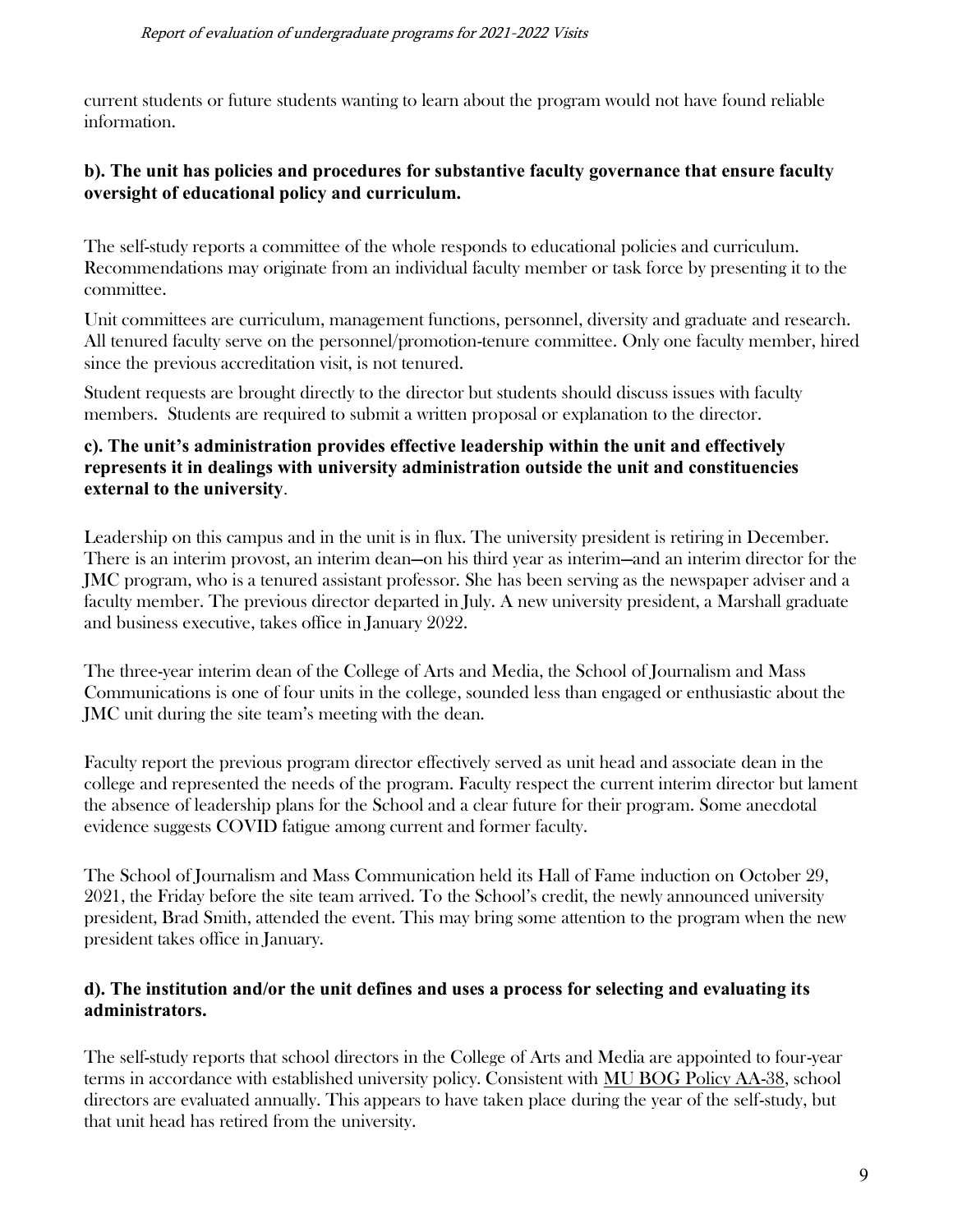current students or future students wanting to learn about the program would not have found reliable information.

### b). The unit has policies and procedures for substantive faculty governance that ensure faculty oversight of educational policy and curriculum.

The self-study reports a committee of the whole responds to educational policies and curriculum. Recommendations may originate from an individual faculty member or task force by presenting it to the committee.

Unit committees are curriculum, management functions, personnel, diversity and graduate and research. All tenured faculty serve on the personnel/promotion-tenure committee. Only one faculty member, hired since the previous accreditation visit, is not tenured.

Student requests are brought directly to the director but students should discuss issues with faculty members. Students are required to submit a written proposal or explanation to the director.

### c). The unit's administration provides effective leadership within the unit and effectively represents it in dealings with university administration outside the unit and constituencies external to the university.

Leadership on this campus and in the unit is in flux. The university president is retiring in December. There is an interim provost, an interim dean—on his third year as interim—and an interim director for the JMC program, who is a tenured assistant professor. She has been serving as the newspaper adviser and a faculty member. The previous director departed in July. A new university president, a Marshall graduate and business executive, takes office in January 2022.

The three-year interim dean of the College of Arts and Media, the School of Journalism and Mass Communications is one of four units in the college, sounded less than engaged or enthusiastic about the JMC unit during the site team's meeting with the dean.

Faculty report the previous program director effectively served as unit head and associate dean in the college and represented the needs of the program. Faculty respect the current interim director but lament the absence of leadership plans for the School and a clear future for their program. Some anecdotal evidence suggests COVID fatigue among current and former faculty.

The School of Journalism and Mass Communication held its Hall of Fame induction on October 29, 2021, the Friday before the site team arrived. To the School's credit, the newly announced university president, Brad Smith, attended the event. This may bring some attention to the program when the new president takes office in January.

### d). The institution and/or the unit defines and uses a process for selecting and evaluating its administrators.

The self-study reports that school directors in the College of Arts and Media are appointed to four-year terms in accordance with established university policy. Consistent with MU BOG Policy AA-38, school directors are evaluated annually. This appears to have taken place during the year of the self-study, but that unit head has retired from the university.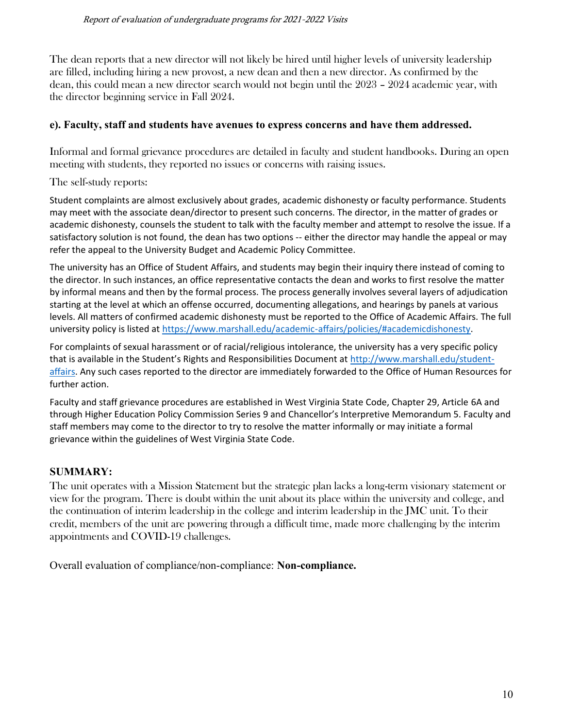The dean reports that a new director will not likely be hired until higher levels of university leadership are filled, including hiring a new provost, a new dean and then a new director. As confirmed by the dean, this could mean a new director search would not begin until the 2023 – 2024 academic year, with the director beginning service in Fall 2024.

### e). Faculty, staff and students have avenues to express concerns and have them addressed.

Informal and formal grievance procedures are detailed in faculty and student handbooks. During an open meeting with students, they reported no issues or concerns with raising issues.

The self-study reports:

Student complaints are almost exclusively about grades, academic dishonesty or faculty performance. Students may meet with the associate dean/director to present such concerns. The director, in the matter of grades or academic dishonesty, counsels the student to talk with the faculty member and attempt to resolve the issue. If a satisfactory solution is not found, the dean has two options -- either the director may handle the appeal or may refer the appeal to the University Budget and Academic Policy Committee.

The university has an Office of Student Affairs, and students may begin their inquiry there instead of coming to the director. In such instances, an office representative contacts the dean and works to first resolve the matter by informal means and then by the formal process. The process generally involves several layers of adjudication starting at the level at which an offense occurred, documenting allegations, and hearings by panels at various levels. All matters of confirmed academic dishonesty must be reported to the Office of Academic Affairs. The full university policy is listed at https://www.marshall.edu/academic-affairs/policies/#academicdishonesty.

For complaints of sexual harassment or of racial/religious intolerance, the university has a very specific policy that is available in the Student's Rights and Responsibilities Document at http://www.marshall.edu/student-affairs. Any such cases reported to the director are immediately forwarded to the Office of Human Resources for further action.

Faculty and staff grievance procedures are established in West Virginia State Code, Chapter 29, Article 6A and through Higher Education Policy Commission Series 9 and Chancellor's Interpretive Memorandum 5. Faculty and staff members may come to the director to try to resolve the matter informally or may initiate a formal grievance within the guidelines of West Virginia State Code.

### SUMMARY:

The unit operates with a Mission Statement but the strategic plan lacks a long-term visionary statement or view for the program. There is doubt within the unit about its place within the university and college, and the continuation of interim leadership in the college and interim leadership in the JMC unit. To their credit, members of the unit are powering through a difficult time, made more challenging by the interim appointments and COVID-19 challenges.

Overall evaluation of compliance/non-compliance: **Non-compliance.**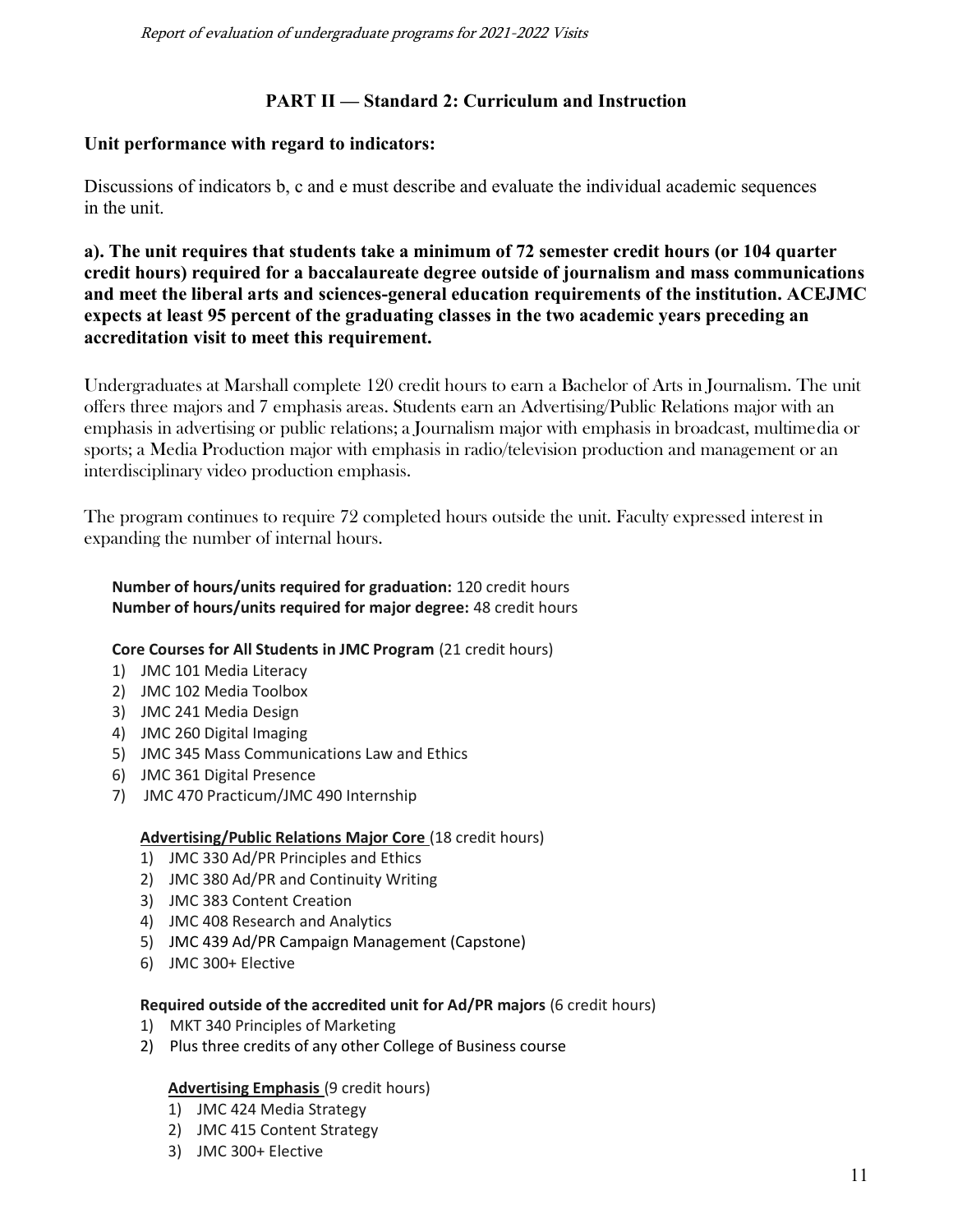## PART II — Standard 2: Curriculum and Instruction

**Unit performance with regard to indicators:**

Discussions of indicators b, c and e must describe and evaluate the individual academic sequences in the unit.

**a). The unit requires that students take a minimum of 72 semester credit hours (or 104 quarter credit hours) required for a baccalaureate degree outside of journalism and mass communications and meet the liberal arts and sciences-general education requirements of the institution. ACEJMC expects at least 95 percent of the graduating classes in the two academic years preceding an accreditation visit to meet this requirement.**

Undergraduates at Marshall complete 120 credit hours to earn a Bachelor of Arts in Journalism. The unit offers three majors and 7 emphasis areas. Students earn an Advertising/Public Relations major with an emphasis in advertising or public relations; a Journalism major with emphasis in broadcast, multimedia or sports; a Media Production major with emphasis in radio/television production and management or an interdisciplinary video production emphasis.

The program continues to require 72 completed hours outside the unit. Faculty expressed interest in expanding the number of internal hours.

**Number of hours/units required for graduation:** 120 credit hours
**Number of hours/units required for major degree:** 48 credit hours

**Core Courses for All Students in JMC Program** (21 credit hours)

1) JMC 101 Media Literacy
2) JMC 102 Media Toolbox
3) JMC 241 Media Design
4) JMC 260 Digital Imaging
5) JMC 345 Mass Communications Law and Ethics
6) JMC 361 Digital Presence
7) JMC 470 Practicum/JMC 490 Internship

**Advertising/Public Relations Major Core** (18 credit hours)

1) JMC 330 Ad/PR Principles and Ethics
2) JMC 380 Ad/PR and Continuity Writing
3) JMC 383 Content Creation
4) JMC 408 Research and Analytics
5) JMC 439 Ad/PR Campaign Management (Capstone)
6) JMC 300+ Elective

**Required outside of the accredited unit for Ad/PR majors** (6 credit hours)

1) MKT 340 Principles of Marketing
2) Plus three credits of any other College of Business course

**Advertising Emphasis** (9 credit hours)

1) JMC 424 Media Strategy
2) JMC 415 Content Strategy
3) JMC 300+ Elective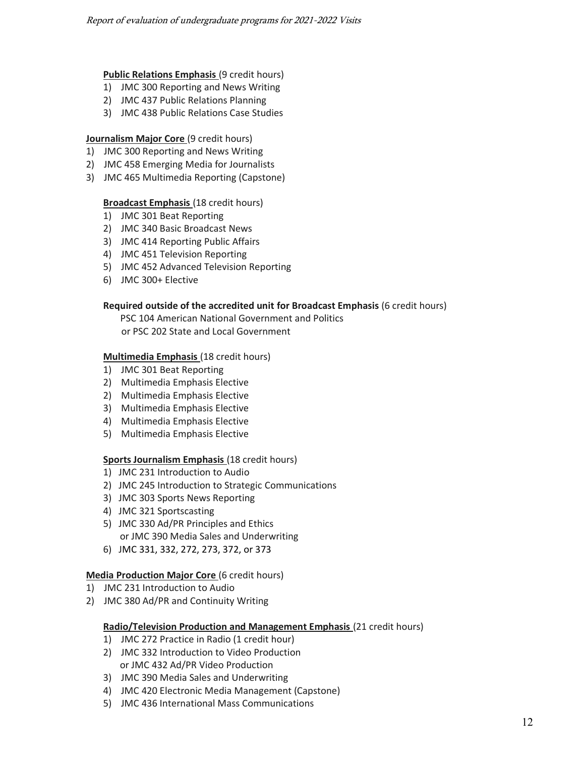**Public Relations Emphasis** (9 credit hours)

1) JMC 300 Reporting and News Writing
2) JMC 437 Public Relations Planning
3) JMC 438 Public Relations Case Studies

**Journalism Major Core** (9 credit hours)

1) JMC 300 Reporting and News Writing
2) JMC 458 Emerging Media for Journalists
3) JMC 465 Multimedia Reporting (Capstone)

**Broadcast Emphasis** (18 credit hours)

1) JMC 301 Beat Reporting
2) JMC 340 Basic Broadcast News
3) JMC 414 Reporting Public Affairs
4) JMC 451 Television Reporting
5) JMC 452 Advanced Television Reporting
6) JMC 300+ Elective

**Required outside of the accredited unit for Broadcast Emphasis** (6 credit hours)

PSC 104 American National Government and Politics
or PSC 202 State and Local Government

**Multimedia Emphasis** (18 credit hours)

1) JMC 301 Beat Reporting
2) Multimedia Emphasis Elective
2) Multimedia Emphasis Elective
3) Multimedia Emphasis Elective
4) Multimedia Emphasis Elective
5) Multimedia Emphasis Elective

**Sports Journalism Emphasis** (18 credit hours)

1) JMC 231 Introduction to Audio
2) JMC 245 Introduction to Strategic Communications
3) JMC 303 Sports News Reporting
4) JMC 321 Sportscasting
5) JMC 330 Ad/PR Principles and Ethics
   or JMC 390 Media Sales and Underwriting
6) JMC 331, 332, 272, 273, 372, or 373

**Media Production Major Core** (6 credit hours)

1) JMC 231 Introduction to Audio
2) JMC 380 Ad/PR and Continuity Writing

**Radio/Television Production and Management Emphasis** (21 credit hours)

1) JMC 272 Practice in Radio (1 credit hour)
2) JMC 332 Introduction to Video Production
   or JMC 432 Ad/PR Video Production
3) JMC 390 Media Sales and Underwriting
4) JMC 420 Electronic Media Management (Capstone)
5) JMC 436 International Mass Communications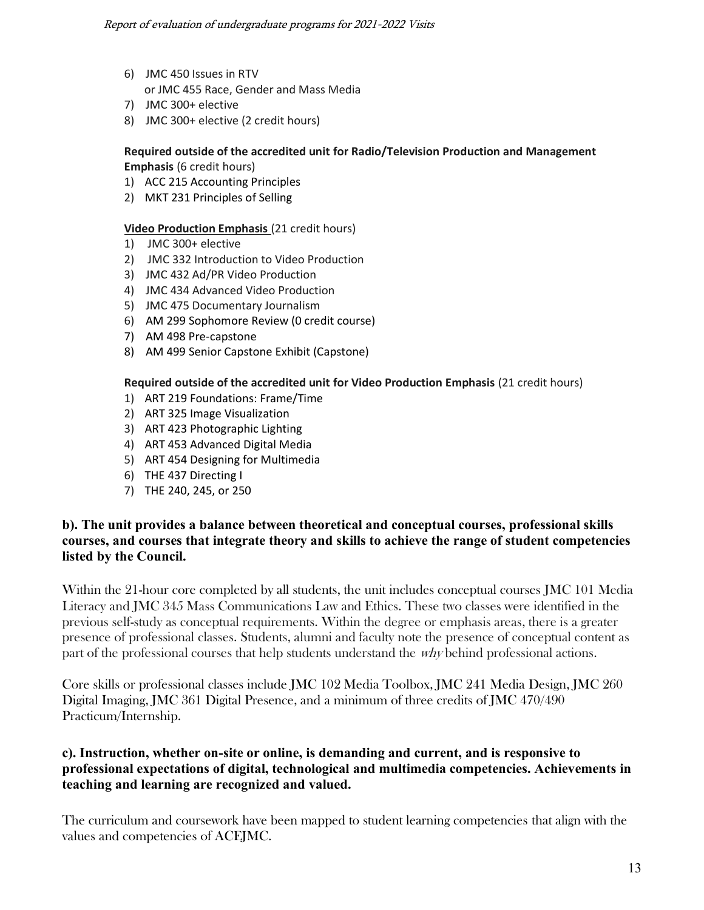6) JMC 450 Issues in RTV
   or JMC 455 Race, Gender and Mass Media
7) JMC 300+ elective
8) JMC 300+ elective (2 credit hours)

**Required outside of the accredited unit for Radio/Television Production and Management Emphasis** (6 credit hours)

1) ACC 215 Accounting Principles
2) MKT 231 Principles of Selling

**Video Production Emphasis** (21 credit hours)

1) JMC 300+ elective
2) JMC 332 Introduction to Video Production
3) JMC 432 Ad/PR Video Production
4) JMC 434 Advanced Video Production
5) JMC 475 Documentary Journalism
6) AM 299 Sophomore Review (0 credit course)
7) AM 498 Pre-capstone
8) AM 499 Senior Capstone Exhibit (Capstone)

**Required outside of the accredited unit for Video Production Emphasis** (21 credit hours)

1) ART 219 Foundations: Frame/Time
2) ART 325 Image Visualization
3) ART 423 Photographic Lighting
4) ART 453 Advanced Digital Media
5) ART 454 Designing for Multimedia
6) THE 437 Directing I
7) THE 240, 245, or 250

**b). The unit provides a balance between theoretical and conceptual courses, professional skills courses, and courses that integrate theory and skills to achieve the range of student competencies listed by the Council.**

Within the 21-hour core completed by all students, the unit includes conceptual courses JMC 101 Media Literacy and JMC 345 Mass Communications Law and Ethics. These two classes were identified in the previous self-study as conceptual requirements. Within the degree or emphasis areas, there is a greater presence of professional classes. Students, alumni and faculty note the presence of conceptual content as part of the professional courses that help students understand the *why* behind professional actions.

Core skills or professional classes include JMC 102 Media Toolbox, JMC 241 Media Design, JMC 260 Digital Imaging, JMC 361 Digital Presence, and a minimum of three credits of JMC 470/490 Practicum/Internship.

**c). Instruction, whether on-site or online, is demanding and current, and is responsive to professional expectations of digital, technological and multimedia competencies. Achievements in teaching and learning are recognized and valued.**

The curriculum and coursework have been mapped to student learning competencies that align with the values and competencies of ACEJMC.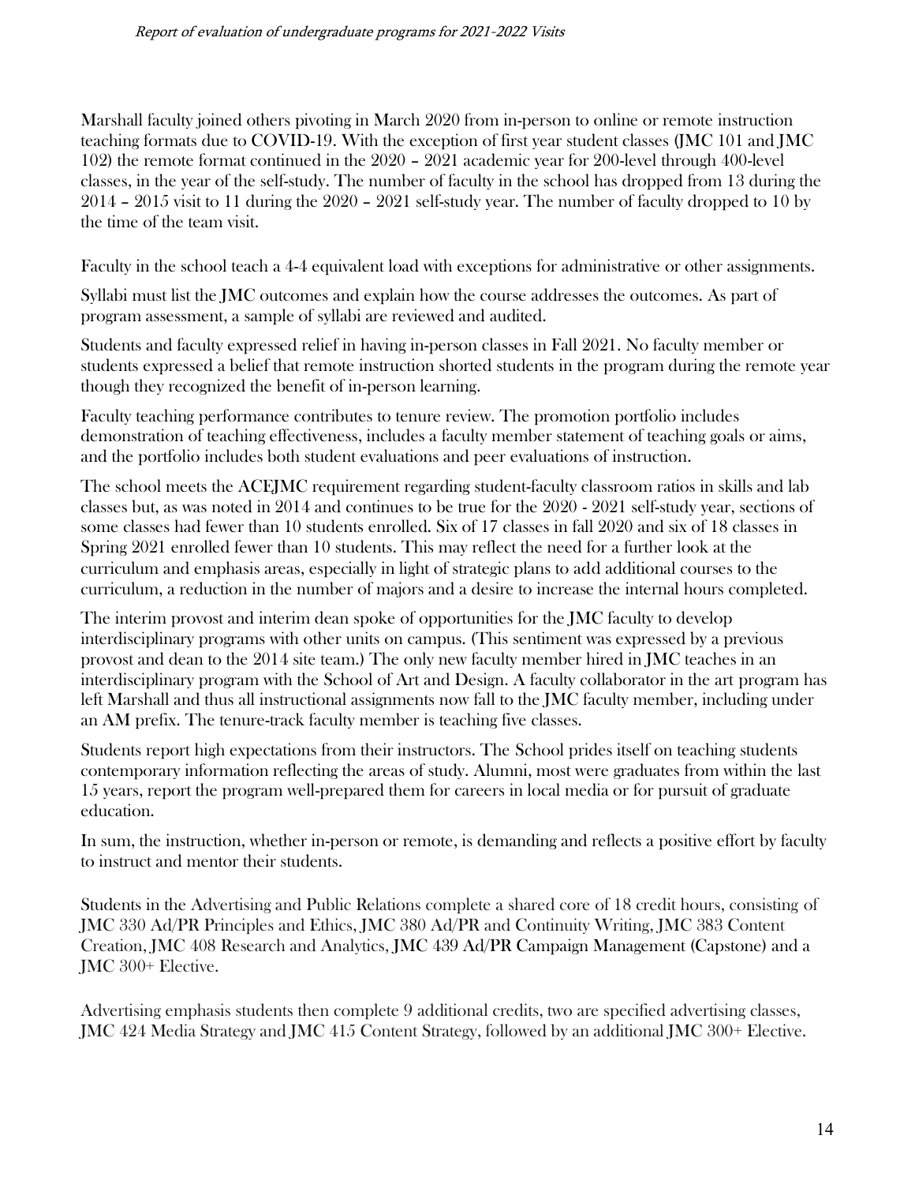Marshall faculty joined others pivoting in March 2020 from in-person to online or remote instruction teaching formats due to COVID-19. With the exception of first year student classes (JMC 101 and JMC 102) the remote format continued in the 2020 – 2021 academic year for 200-level through 400-level classes, in the year of the self-study. The number of faculty in the school has dropped from 13 during the 2014 – 2015 visit to 11 during the 2020 – 2021 self-study year. The number of faculty dropped to 10 by the time of the team visit.

Faculty in the school teach a 4-4 equivalent load with exceptions for administrative or other assignments.

Syllabi must list the JMC outcomes and explain how the course addresses the outcomes. As part of program assessment, a sample of syllabi are reviewed and audited.

Students and faculty expressed relief in having in-person classes in Fall 2021. No faculty member or students expressed a belief that remote instruction shorted students in the program during the remote year though they recognized the benefit of in-person learning.

Faculty teaching performance contributes to tenure review. The promotion portfolio includes demonstration of teaching effectiveness, includes a faculty member statement of teaching goals or aims, and the portfolio includes both student evaluations and peer evaluations of instruction.

The school meets the ACEJMC requirement regarding student-faculty classroom ratios in skills and lab classes but, as was noted in 2014 and continues to be true for the 2020 - 2021 self-study year, sections of some classes had fewer than 10 students enrolled. Six of 17 classes in fall 2020 and six of 18 classes in Spring 2021 enrolled fewer than 10 students. This may reflect the need for a further look at the curriculum and emphasis areas, especially in light of strategic plans to add additional courses to the curriculum, a reduction in the number of majors and a desire to increase the internal hours completed.

The interim provost and interim dean spoke of opportunities for the JMC faculty to develop interdisciplinary programs with other units on campus. (This sentiment was expressed by a previous provost and dean to the 2014 site team.) The only new faculty member hired in JMC teaches in an interdisciplinary program with the School of Art and Design. A faculty collaborator in the art program has left Marshall and thus all instructional assignments now fall to the JMC faculty member, including under an AM prefix. The tenure-track faculty member is teaching five classes.

Students report high expectations from their instructors. The School prides itself on teaching students contemporary information reflecting the areas of study. Alumni, most were graduates from within the last 15 years, report the program well-prepared them for careers in local media or for pursuit of graduate education.

In sum, the instruction, whether in-person or remote, is demanding and reflects a positive effort by faculty to instruct and mentor their students.

Students in the Advertising and Public Relations complete a shared core of 18 credit hours, consisting of JMC 330 Ad/PR Principles and Ethics, JMC 380 Ad/PR and Continuity Writing, JMC 383 Content Creation, JMC 408 Research and Analytics, JMC 439 Ad/PR Campaign Management (Capstone) and a JMC 300+ Elective.

Advertising emphasis students then complete 9 additional credits, two are specified advertising classes, JMC 424 Media Strategy and JMC 415 Content Strategy, followed by an additional JMC 300+ Elective.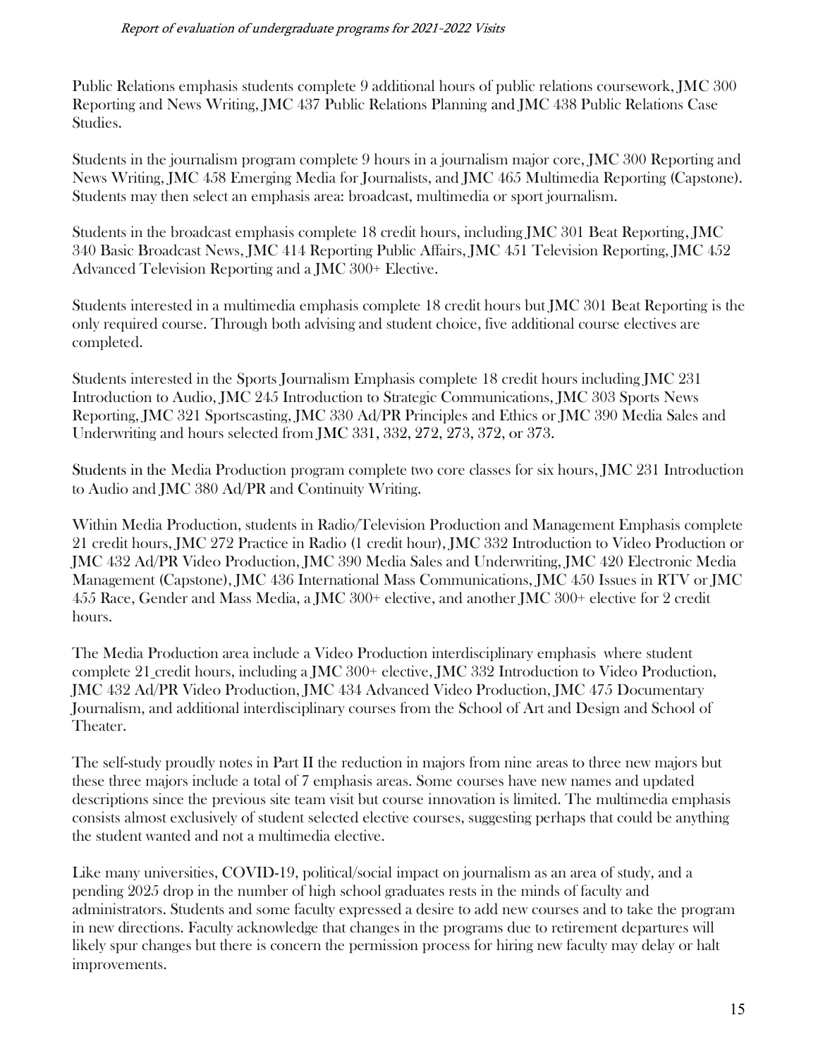Public Relations emphasis students complete 9 additional hours of public relations coursework, JMC 300 Reporting and News Writing, JMC 437 Public Relations Planning and JMC 438 Public Relations Case Studies.

Students in the journalism program complete 9 hours in a journalism major core, JMC 300 Reporting and News Writing, JMC 458 Emerging Media for Journalists, and JMC 465 Multimedia Reporting (Capstone). Students may then select an emphasis area: broadcast, multimedia or sport journalism.

Students in the broadcast emphasis complete 18 credit hours, including JMC 301 Beat Reporting, JMC 340 Basic Broadcast News, JMC 414 Reporting Public Affairs, JMC 451 Television Reporting, JMC 452 Advanced Television Reporting and a JMC 300+ Elective.

Students interested in a multimedia emphasis complete 18 credit hours but JMC 301 Beat Reporting is the only required course. Through both advising and student choice, five additional course electives are completed.

Students interested in the Sports Journalism Emphasis complete 18 credit hours including JMC 231 Introduction to Audio, JMC 245 Introduction to Strategic Communications, JMC 303 Sports News Reporting, JMC 321 Sportscasting, JMC 330 Ad/PR Principles and Ethics or JMC 390 Media Sales and Underwriting and hours selected from JMC 331, 332, 272, 273, 372, or 373.

Students in the Media Production program complete two core classes for six hours, JMC 231 Introduction to Audio and JMC 380 Ad/PR and Continuity Writing.

Within Media Production, students in Radio/Television Production and Management Emphasis complete 21 credit hours, JMC 272 Practice in Radio (1 credit hour), JMC 332 Introduction to Video Production or JMC 432 Ad/PR Video Production, JMC 390 Media Sales and Underwriting, JMC 420 Electronic Media Management (Capstone), JMC 436 International Mass Communications, JMC 450 Issues in RTV or JMC 455 Race, Gender and Mass Media, a JMC 300+ elective, and another JMC 300+ elective for 2 credit hours.

The Media Production area include a Video Production interdisciplinary emphasis where student complete 21 credit hours, including a JMC 300+ elective, JMC 332 Introduction to Video Production, JMC 432 Ad/PR Video Production, JMC 434 Advanced Video Production, JMC 475 Documentary Journalism, and additional interdisciplinary courses from the School of Art and Design and School of Theater.

The self-study proudly notes in Part II the reduction in majors from nine areas to three new majors but these three majors include a total of 7 emphasis areas. Some courses have new names and updated descriptions since the previous site team visit but course innovation is limited. The multimedia emphasis consists almost exclusively of student selected elective courses, suggesting perhaps that could be anything the student wanted and not a multimedia elective.

Like many universities, COVID-19, political/social impact on journalism as an area of study, and a pending 2025 drop in the number of high school graduates rests in the minds of faculty and administrators. Students and some faculty expressed a desire to add new courses and to take the program in new directions. Faculty acknowledge that changes in the programs due to retirement departures will likely spur changes but there is concern the permission process for hiring new faculty may delay or halt improvements.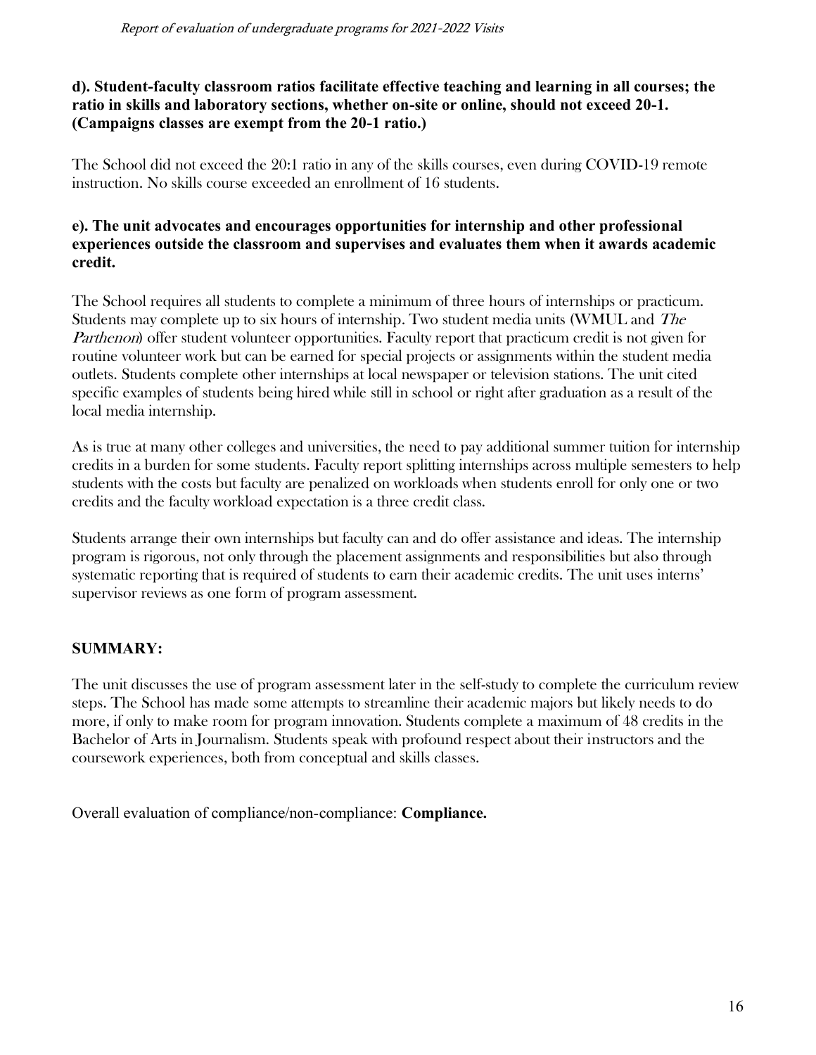**d). Student-faculty classroom ratios facilitate effective teaching and learning in all courses; the ratio in skills and laboratory sections, whether on-site or online, should not exceed 20-1. (Campaigns classes are exempt from the 20-1 ratio.)**

The School did not exceed the 20:1 ratio in any of the skills courses, even during COVID-19 remote instruction. No skills course exceeded an enrollment of 16 students.

**e). The unit advocates and encourages opportunities for internship and other professional experiences outside the classroom and supervises and evaluates them when it awards academic credit.**

The School requires all students to complete a minimum of three hours of internships or practicum. Students may complete up to six hours of internship. Two student media units (WMUL and *The Parthenon*) offer student volunteer opportunities. Faculty report that practicum credit is not given for routine volunteer work but can be earned for special projects or assignments within the student media outlets. Students complete other internships at local newspaper or television stations. The unit cited specific examples of students being hired while still in school or right after graduation as a result of the local media internship.

As is true at many other colleges and universities, the need to pay additional summer tuition for internship credits in a burden for some students. Faculty report splitting internships across multiple semesters to help students with the costs but faculty are penalized on workloads when students enroll for only one or two credits and the faculty workload expectation is a three credit class.

Students arrange their own internships but faculty can and do offer assistance and ideas. The internship program is rigorous, not only through the placement assignments and responsibilities but also through systematic reporting that is required of students to earn their academic credits. The unit uses interns' supervisor reviews as one form of program assessment.

**SUMMARY:**

The unit discusses the use of program assessment later in the self-study to complete the curriculum review steps. The School has made some attempts to streamline their academic majors but likely needs to do more, if only to make room for program innovation. Students complete a maximum of 48 credits in the Bachelor of Arts in Journalism. Students speak with profound respect about their instructors and the coursework experiences, both from conceptual and skills classes.

Overall evaluation of compliance/non-compliance: **Compliance.**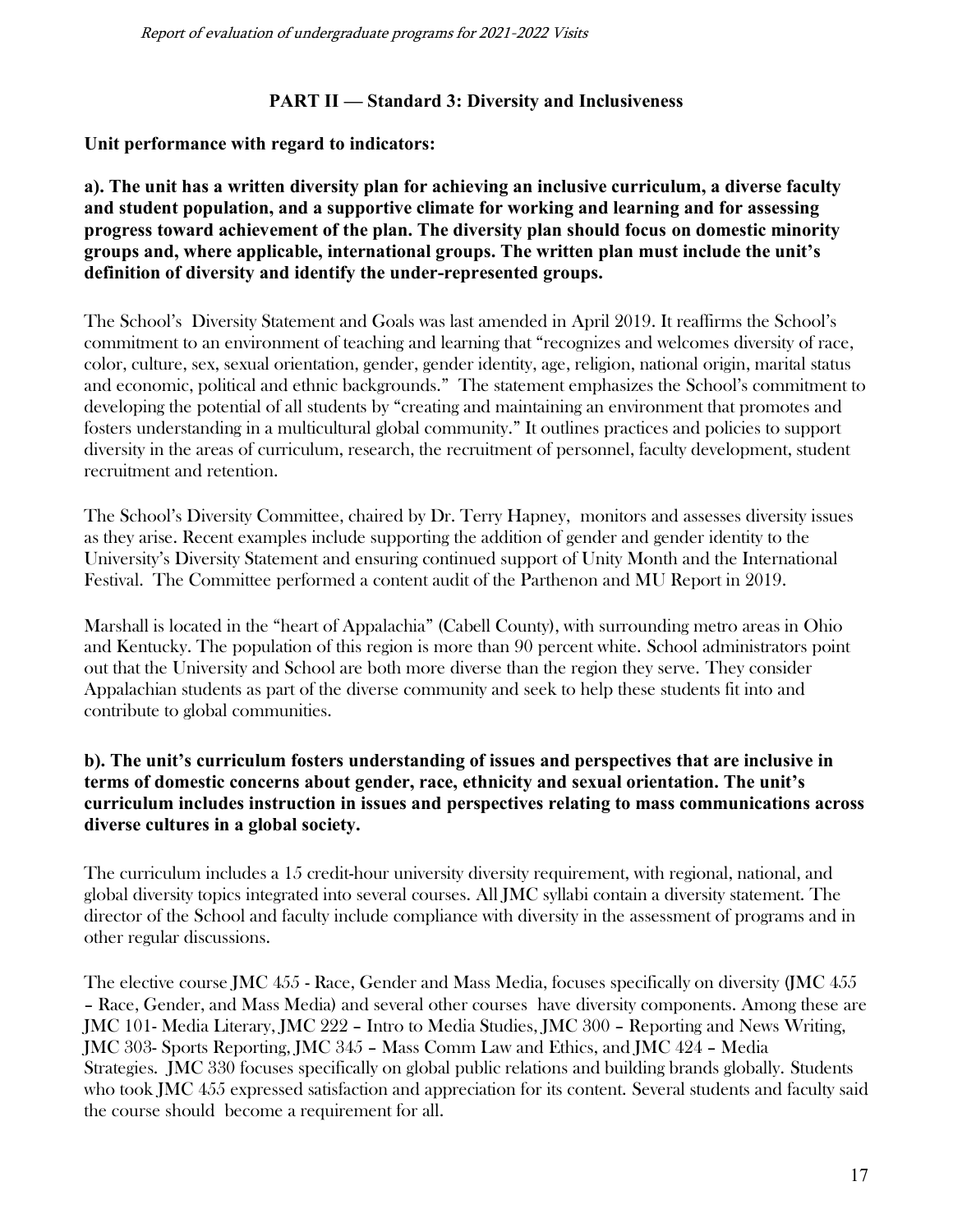## PART II — Standard 3: Diversity and Inclusiveness

**Unit performance with regard to indicators:**

**a). The unit has a written diversity plan for achieving an inclusive curriculum, a diverse faculty and student population, and a supportive climate for working and learning and for assessing progress toward achievement of the plan. The diversity plan should focus on domestic minority groups and, where applicable, international groups. The written plan must include the unit's definition of diversity and identify the under-represented groups.**

The School's Diversity Statement and Goals was last amended in April 2019. It reaffirms the School's commitment to an environment of teaching and learning that "recognizes and welcomes diversity of race, color, culture, sex, sexual orientation, gender, gender identity, age, religion, national origin, marital status and economic, political and ethnic backgrounds." The statement emphasizes the School's commitment to developing the potential of all students by "creating and maintaining an environment that promotes and fosters understanding in a multicultural global community." It outlines practices and policies to support diversity in the areas of curriculum, research, the recruitment of personnel, faculty development, student recruitment and retention.

The School's Diversity Committee, chaired by Dr. Terry Hapney, monitors and assesses diversity issues as they arise. Recent examples include supporting the addition of gender and gender identity to the University's Diversity Statement and ensuring continued support of Unity Month and the International Festival. The Committee performed a content audit of the Parthenon and MU Report in 2019.

Marshall is located in the "heart of Appalachia" (Cabell County), with surrounding metro areas in Ohio and Kentucky. The population of this region is more than 90 percent white. School administrators point out that the University and School are both more diverse than the region they serve. They consider Appalachian students as part of the diverse community and seek to help these students fit into and contribute to global communities.

**b). The unit's curriculum fosters understanding of issues and perspectives that are inclusive in terms of domestic concerns about gender, race, ethnicity and sexual orientation. The unit's curriculum includes instruction in issues and perspectives relating to mass communications across diverse cultures in a global society.**

The curriculum includes a 15 credit-hour university diversity requirement, with regional, national, and global diversity topics integrated into several courses. All JMC syllabi contain a diversity statement. The director of the School and faculty include compliance with diversity in the assessment of programs and in other regular discussions.

The elective course JMC 455 - Race, Gender and Mass Media, focuses specifically on diversity (JMC 455 – Race, Gender, and Mass Media) and several other courses have diversity components. Among these are JMC 101- Media Literary, JMC 222 – Intro to Media Studies, JMC 300 – Reporting and News Writing, JMC 303- Sports Reporting, JMC 345 – Mass Comm Law and Ethics, and JMC 424 – Media Strategies. JMC 330 focuses specifically on global public relations and building brands globally. Students who took JMC 455 expressed satisfaction and appreciation for its content. Several students and faculty said the course should become a requirement for all.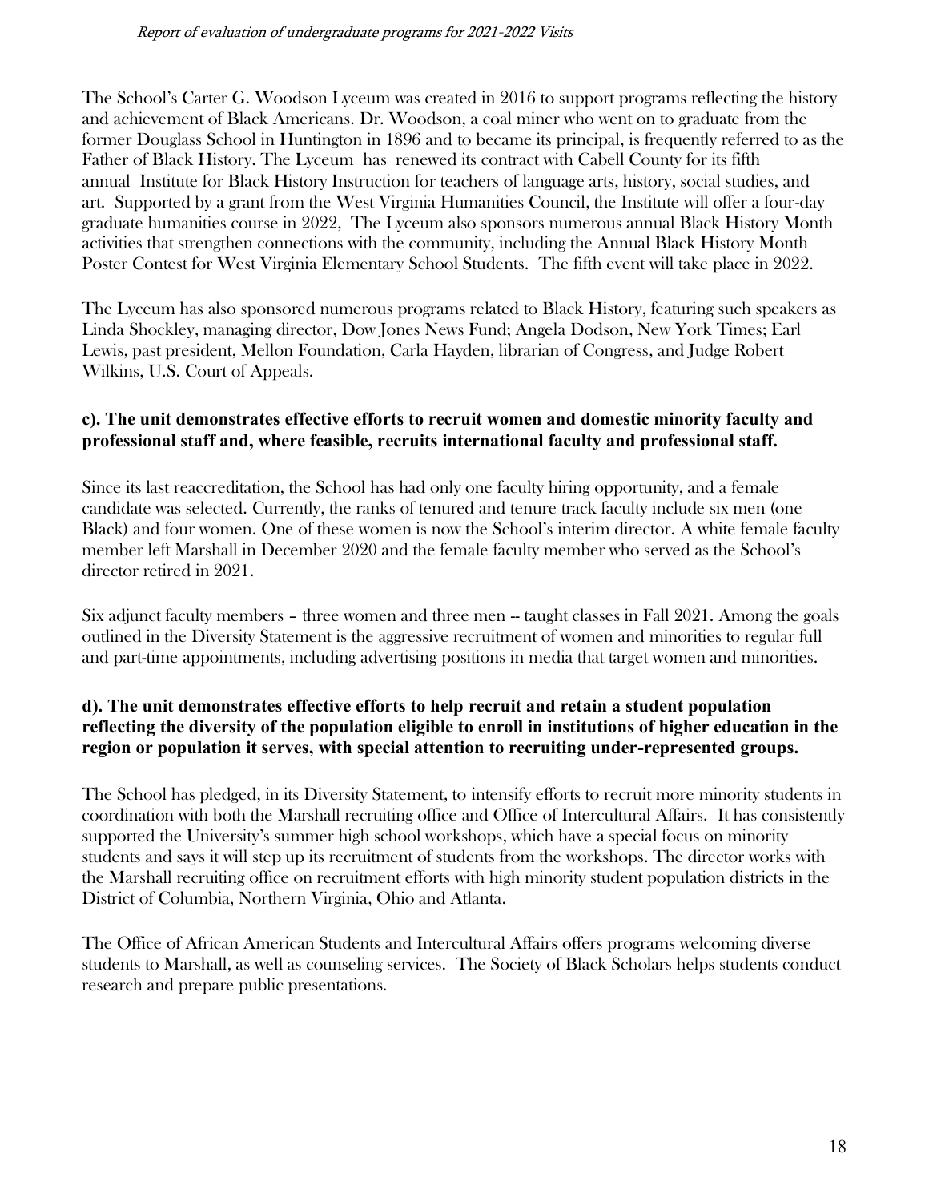The School's Carter G. Woodson Lyceum was created in 2016 to support programs reflecting the history and achievement of Black Americans. Dr. Woodson, a coal miner who went on to graduate from the former Douglass School in Huntington in 1896 and to became its principal, is frequently referred to as the Father of Black History. The Lyceum has renewed its contract with Cabell County for its fifth annual Institute for Black History Instruction for teachers of language arts, history, social studies, and art. Supported by a grant from the West Virginia Humanities Council, the Institute will offer a four-day graduate humanities course in 2022, The Lyceum also sponsors numerous annual Black History Month activities that strengthen connections with the community, including the Annual Black History Month Poster Contest for West Virginia Elementary School Students. The fifth event will take place in 2022.

The Lyceum has also sponsored numerous programs related to Black History, featuring such speakers as Linda Shockley, managing director, Dow Jones News Fund; Angela Dodson, New York Times; Earl Lewis, past president, Mellon Foundation, Carla Hayden, librarian of Congress, and Judge Robert Wilkins, U.S. Court of Appeals.

**c). The unit demonstrates effective efforts to recruit women and domestic minority faculty and professional staff and, where feasible, recruits international faculty and professional staff.**

Since its last reaccreditation, the School has had only one faculty hiring opportunity, and a female candidate was selected. Currently, the ranks of tenured and tenure track faculty include six men (one Black) and four women. One of these women is now the School's interim director. A white female faculty member left Marshall in December 2020 and the female faculty member who served as the School's director retired in 2021.

Six adjunct faculty members – three women and three men -- taught classes in Fall 2021. Among the goals outlined in the Diversity Statement is the aggressive recruitment of women and minorities to regular full and part-time appointments, including advertising positions in media that target women and minorities.

**d). The unit demonstrates effective efforts to help recruit and retain a student population reflecting the diversity of the population eligible to enroll in institutions of higher education in the region or population it serves, with special attention to recruiting under-represented groups.**

The School has pledged, in its Diversity Statement, to intensify efforts to recruit more minority students in coordination with both the Marshall recruiting office and Office of Intercultural Affairs. It has consistently supported the University's summer high school workshops, which have a special focus on minority students and says it will step up its recruitment of students from the workshops. The director works with the Marshall recruiting office on recruitment efforts with high minority student population districts in the District of Columbia, Northern Virginia, Ohio and Atlanta.

The Office of African American Students and Intercultural Affairs offers programs welcoming diverse students to Marshall, as well as counseling services. The Society of Black Scholars helps students conduct research and prepare public presentations.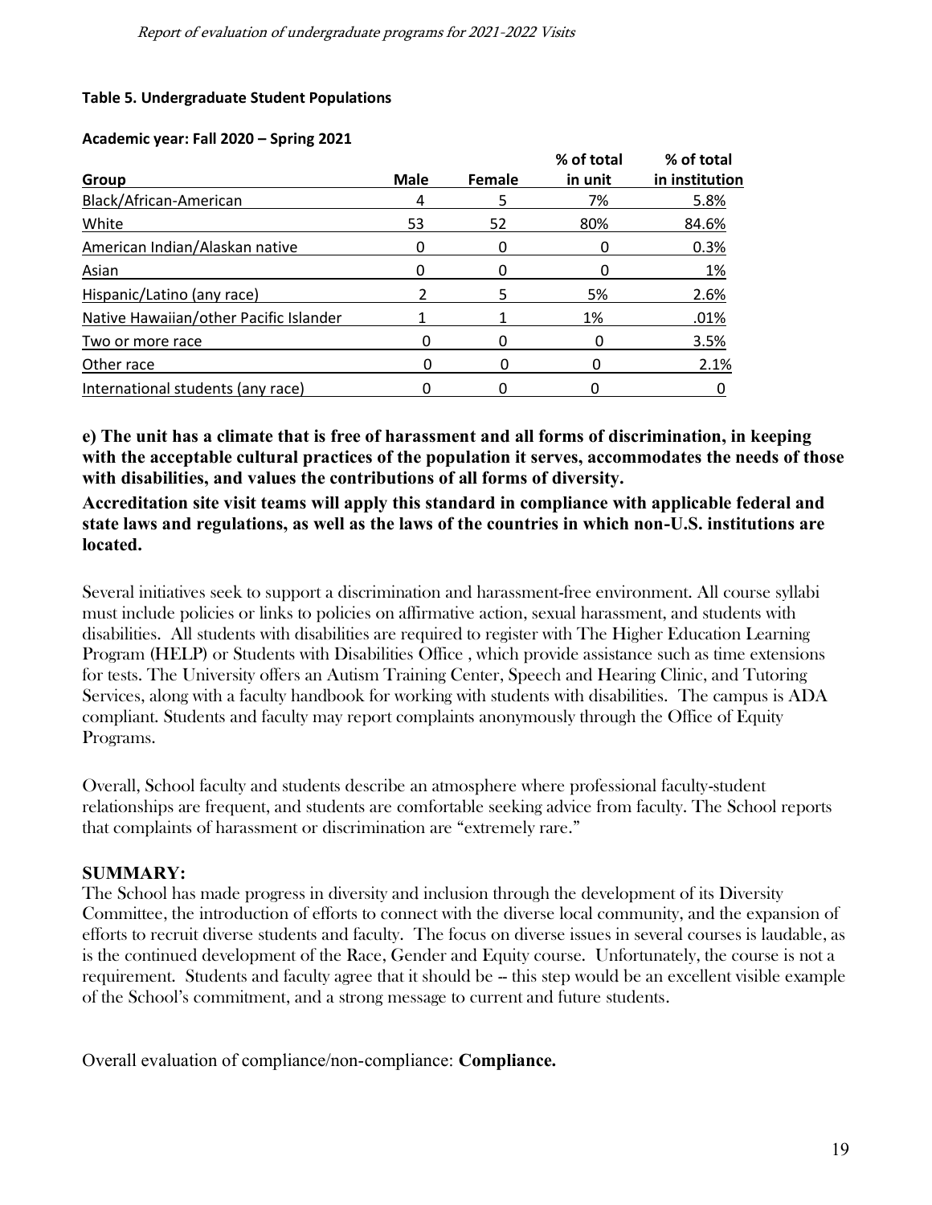#### Table 5. Undergraduate Student Populations

**Academic year: Fall 2020 – Spring 2021**

| Group | Male | Female | % of total in unit | % of total in institution |
|---|---|---|---|---|
| Black/African-American | 4 | 5 | 7% | 5.8% |
| White | 53 | 52 | 80% | 84.6% |
| American Indian/Alaskan native | 0 | 0 | 0 | 0.3% |
| Asian | 0 | 0 | 0 | 1% |
| Hispanic/Latino (any race) | 2 | 5 | 5% | 2.6% |
| Native Hawaiian/other Pacific Islander | 1 | 1 | 1% | .01% |
| Two or more race | 0 | 0 | 0 | 3.5% |
| Other race | 0 | 0 | 0 | 2.1% |
| International students (any race) | 0 | 0 | 0 | 0 |

**e) The unit has a climate that is free of harassment and all forms of discrimination, in keeping with the acceptable cultural practices of the population it serves, accommodates the needs of those with disabilities, and values the contributions of all forms of diversity.**

**Accreditation site visit teams will apply this standard in compliance with applicable federal and state laws and regulations, as well as the laws of the countries in which non-U.S. institutions are located.**

Several initiatives seek to support a discrimination and harassment-free environment. All course syllabi must include policies or links to policies on affirmative action, sexual harassment, and students with disabilities. All students with disabilities are required to register with The Higher Education Learning Program (HELP) or Students with Disabilities Office , which provide assistance such as time extensions for tests. The University offers an Autism Training Center, Speech and Hearing Clinic, and Tutoring Services, along with a faculty handbook for working with students with disabilities. The campus is ADA compliant. Students and faculty may report complaints anonymously through the Office of Equity Programs.

Overall, School faculty and students describe an atmosphere where professional faculty-student relationships are frequent, and students are comfortable seeking advice from faculty. The School reports that complaints of harassment or discrimination are "extremely rare."

### SUMMARY:

The School has made progress in diversity and inclusion through the development of its Diversity Committee, the introduction of efforts to connect with the diverse local community, and the expansion of efforts to recruit diverse students and faculty. The focus on diverse issues in several courses is laudable, as is the continued development of the Race, Gender and Equity course. Unfortunately, the course is not a requirement. Students and faculty agree that it should be -- this step would be an excellent visible example of the School's commitment, and a strong message to current and future students.

Overall evaluation of compliance/non-compliance: **Compliance.**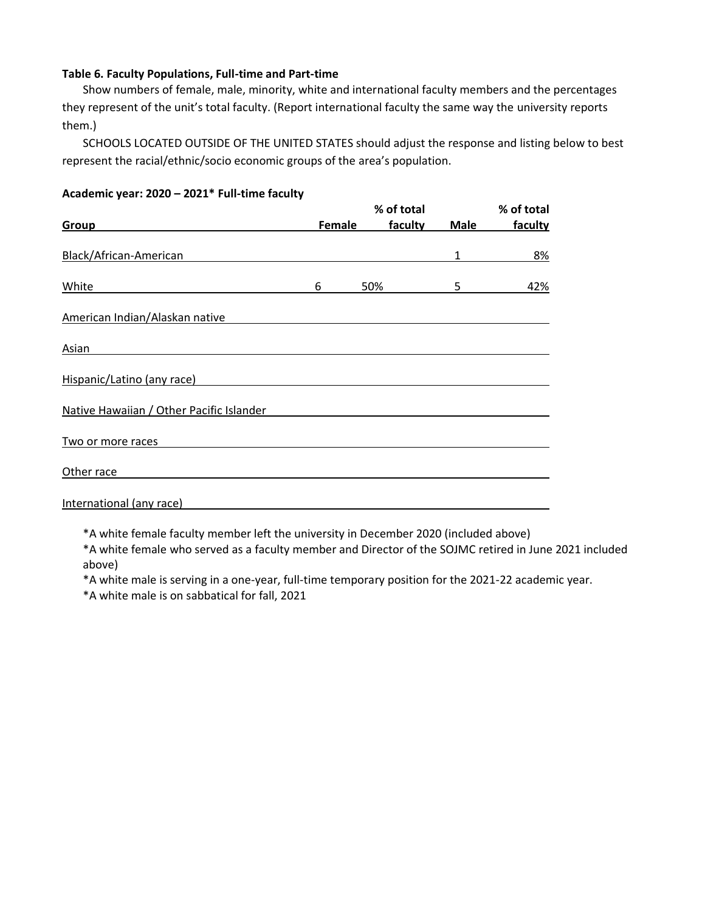**Table 6. Faculty Populations, Full-time and Part-time**

Show numbers of female, male, minority, white and international faculty members and the percentages they represent of the unit's total faculty. (Report international faculty the same way the university reports them.)

SCHOOLS LOCATED OUTSIDE OF THE UNITED STATES should adjust the response and listing below to best represent the racial/ethnic/socio economic groups of the area's population.

**Academic year: 2020 – 2021* Full-time faculty**

| Group | Female | % of total faculty | Male | % of total faculty |
|---|---|---|---|---|
| Black/African-American | | | 1 | 8% |
| White | 6 | 50% | 5 | 42% |
| American Indian/Alaskan native | | | | |
| Asian | | | | |
| Hispanic/Latino (any race) | | | | |
| Native Hawaiian / Other Pacific Islander | | | | |
| Two or more races | | | | |
| Other race | | | | |
| International (any race) | | | | |

*A white female faculty member left the university in December 2020 (included above)

*A white female who served as a faculty member and Director of the SOJMC retired in June 2021 included above)

*A white male is serving in a one-year, full-time temporary position for the 2021-22 academic year.

*A white male is on sabbatical for fall, 2021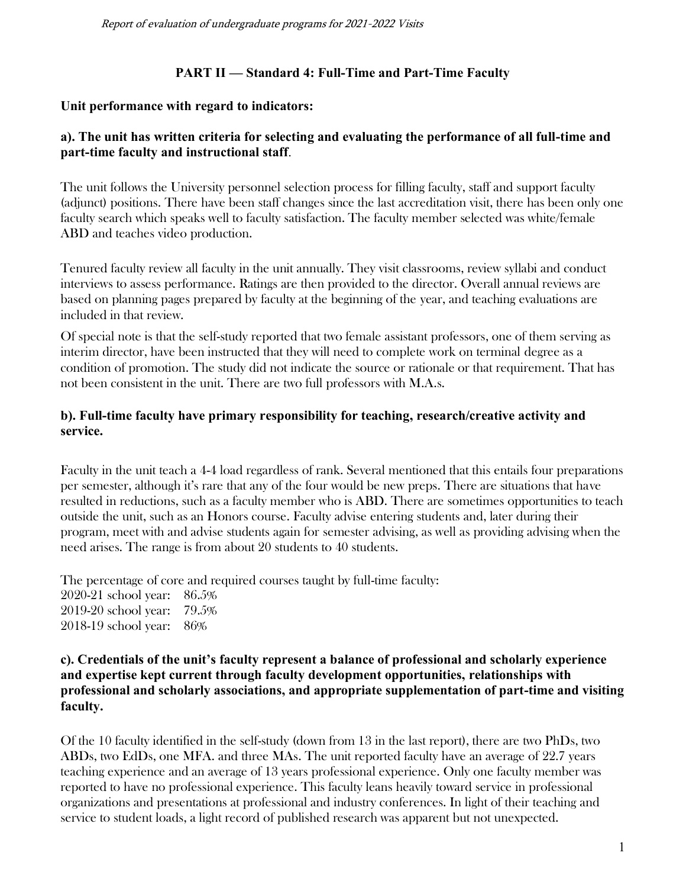## PART II — Standard 4: Full-Time and Part-Time Faculty

**Unit performance with regard to indicators:**

**a). The unit has written criteria for selecting and evaluating the performance of all full-time and part-time faculty and instructional staff**.

The unit follows the University personnel selection process for filling faculty, staff and support faculty (adjunct) positions. There have been staff changes since the last accreditation visit, there has been only one faculty search which speaks well to faculty satisfaction. The faculty member selected was white/female ABD and teaches video production.

Tenured faculty review all faculty in the unit annually. They visit classrooms, review syllabi and conduct interviews to assess performance. Ratings are then provided to the director. Overall annual reviews are based on planning pages prepared by faculty at the beginning of the year, and teaching evaluations are included in that review.

Of special note is that the self-study reported that two female assistant professors, one of them serving as interim director, have been instructed that they will need to complete work on terminal degree as a condition of promotion. The study did not indicate the source or rationale or that requirement. That has not been consistent in the unit. There are two full professors with M.A.s.

**b). Full-time faculty have primary responsibility for teaching, research/creative activity and service.**

Faculty in the unit teach a 4-4 load regardless of rank. Several mentioned that this entails four preparations per semester, although it's rare that any of the four would be new preps. There are situations that have resulted in reductions, such as a faculty member who is ABD. There are sometimes opportunities to teach outside the unit, such as an Honors course. Faculty advise entering students and, later during their program, meet with and advise students again for semester advising, as well as providing advising when the need arises. The range is from about 20 students to 40 students.

The percentage of core and required courses taught by full-time faculty:
2020-21 school year: 86.5%
2019-20 school year: 79.5%
2018-19 school year: 86%

**c). Credentials of the unit's faculty represent a balance of professional and scholarly experience and expertise kept current through faculty development opportunities, relationships with professional and scholarly associations, and appropriate supplementation of part-time and visiting faculty.**

Of the 10 faculty identified in the self-study (down from 13 in the last report), there are two PhDs, two ABDs, two EdDs, one MFA. and three MAs. The unit reported faculty have an average of 22.7 years teaching experience and an average of 13 years professional experience. Only one faculty member was reported to have no professional experience. This faculty leans heavily toward service in professional organizations and presentations at professional and industry conferences. In light of their teaching and service to student loads, a light record of published research was apparent but not unexpected.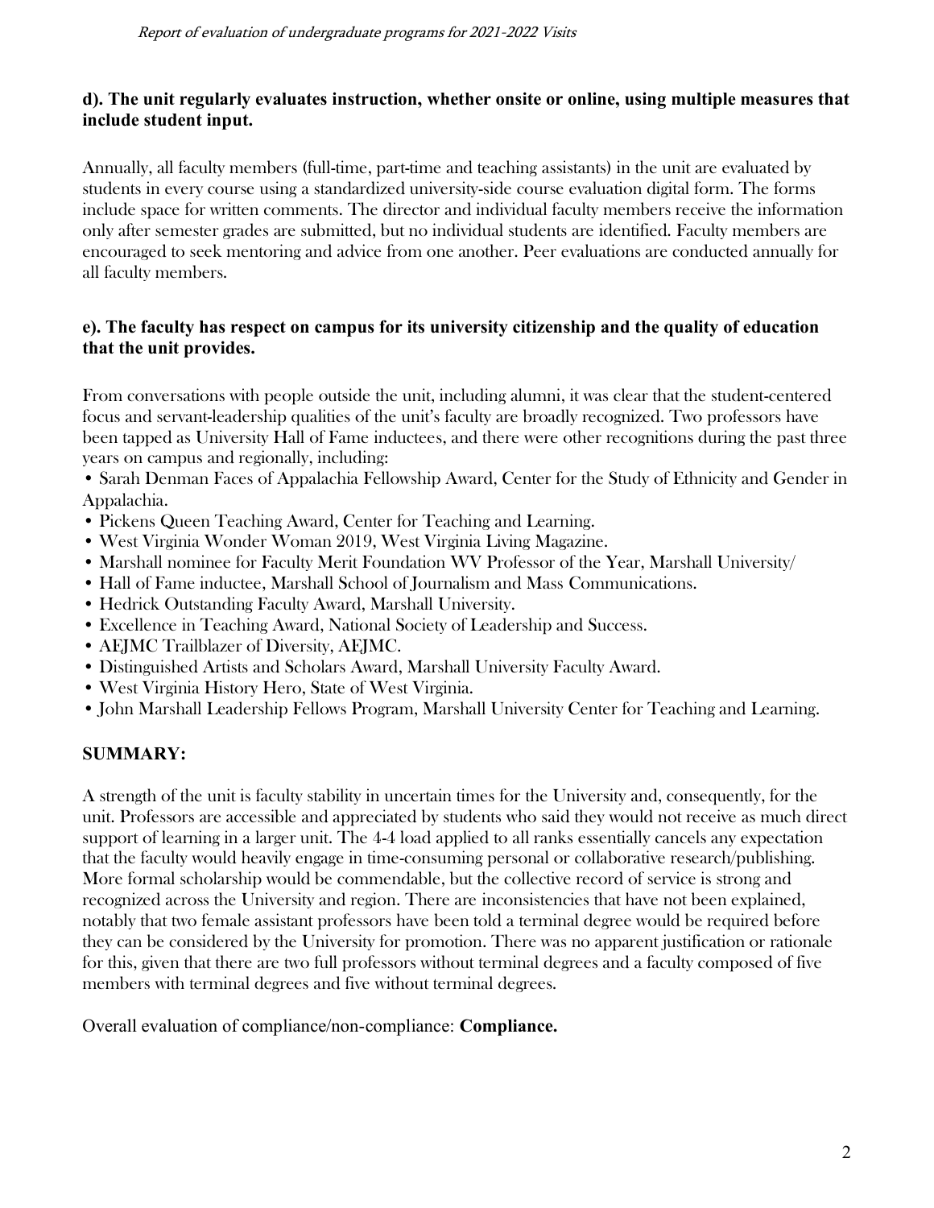**d). The unit regularly evaluates instruction, whether onsite or online, using multiple measures that include student input.**

Annually, all faculty members (full-time, part-time and teaching assistants) in the unit are evaluated by students in every course using a standardized university-side course evaluation digital form. The forms include space for written comments. The director and individual faculty members receive the information only after semester grades are submitted, but no individual students are identified. Faculty members are encouraged to seek mentoring and advice from one another. Peer evaluations are conducted annually for all faculty members.

**e). The faculty has respect on campus for its university citizenship and the quality of education that the unit provides.**

From conversations with people outside the unit, including alumni, it was clear that the student-centered focus and servant-leadership qualities of the unit's faculty are broadly recognized. Two professors have been tapped as University Hall of Fame inductees, and there were other recognitions during the past three years on campus and regionally, including:

- Sarah Denman Faces of Appalachia Fellowship Award, Center for the Study of Ethnicity and Gender in Appalachia.
- Pickens Queen Teaching Award, Center for Teaching and Learning.
- West Virginia Wonder Woman 2019, West Virginia Living Magazine.
- Marshall nominee for Faculty Merit Foundation WV Professor of the Year, Marshall University/
- Hall of Fame inductee, Marshall School of Journalism and Mass Communications.
- Hedrick Outstanding Faculty Award, Marshall University.
- Excellence in Teaching Award, National Society of Leadership and Success.
- AEJMC Trailblazer of Diversity, AEJMC.
- Distinguished Artists and Scholars Award, Marshall University Faculty Award.
- West Virginia History Hero, State of West Virginia.
- John Marshall Leadership Fellows Program, Marshall University Center for Teaching and Learning.

**SUMMARY:**

A strength of the unit is faculty stability in uncertain times for the University and, consequently, for the unit. Professors are accessible and appreciated by students who said they would not receive as much direct support of learning in a larger unit. The 4-4 load applied to all ranks essentially cancels any expectation that the faculty would heavily engage in time-consuming personal or collaborative research/publishing. More formal scholarship would be commendable, but the collective record of service is strong and recognized across the University and region. There are inconsistencies that have not been explained, notably that two female assistant professors have been told a terminal degree would be required before they can be considered by the University for promotion. There was no apparent justification or rationale for this, given that there are two full professors without terminal degrees and a faculty composed of five members with terminal degrees and five without terminal degrees.

Overall evaluation of compliance/non-compliance: **Compliance.**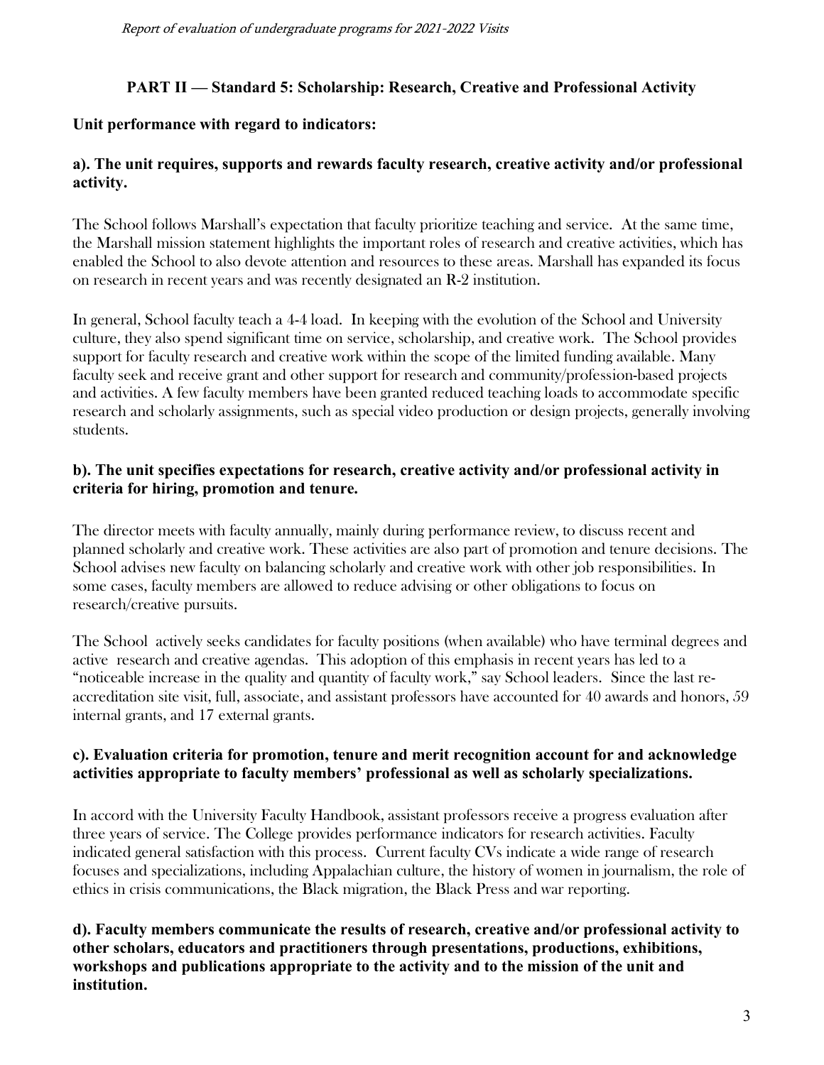## PART II — Standard 5: Scholarship: Research, Creative and Professional Activity

**Unit performance with regard to indicators:**

**a). The unit requires, supports and rewards faculty research, creative activity and/or professional activity.**

The School follows Marshall's expectation that faculty prioritize teaching and service. At the same time, the Marshall mission statement highlights the important roles of research and creative activities, which has enabled the School to also devote attention and resources to these areas. Marshall has expanded its focus on research in recent years and was recently designated an R-2 institution.

In general, School faculty teach a 4-4 load. In keeping with the evolution of the School and University culture, they also spend significant time on service, scholarship, and creative work. The School provides support for faculty research and creative work within the scope of the limited funding available. Many faculty seek and receive grant and other support for research and community/profession-based projects and activities. A few faculty members have been granted reduced teaching loads to accommodate specific research and scholarly assignments, such as special video production or design projects, generally involving students.

**b). The unit specifies expectations for research, creative activity and/or professional activity in criteria for hiring, promotion and tenure.**

The director meets with faculty annually, mainly during performance review, to discuss recent and planned scholarly and creative work. These activities are also part of promotion and tenure decisions. The School advises new faculty on balancing scholarly and creative work with other job responsibilities. In some cases, faculty members are allowed to reduce advising or other obligations to focus on research/creative pursuits.

The School actively seeks candidates for faculty positions (when available) who have terminal degrees and active research and creative agendas. This adoption of this emphasis in recent years has led to a "noticeable increase in the quality and quantity of faculty work," say School leaders. Since the last re-accreditation site visit, full, associate, and assistant professors have accounted for 40 awards and honors, 59 internal grants, and 17 external grants.

**c). Evaluation criteria for promotion, tenure and merit recognition account for and acknowledge activities appropriate to faculty members' professional as well as scholarly specializations.**

In accord with the University Faculty Handbook, assistant professors receive a progress evaluation after three years of service. The College provides performance indicators for research activities. Faculty indicated general satisfaction with this process. Current faculty CVs indicate a wide range of research focuses and specializations, including Appalachian culture, the history of women in journalism, the role of ethics in crisis communications, the Black migration, the Black Press and war reporting.

**d). Faculty members communicate the results of research, creative and/or professional activity to other scholars, educators and practitioners through presentations, productions, exhibitions, workshops and publications appropriate to the activity and to the mission of the unit and institution.**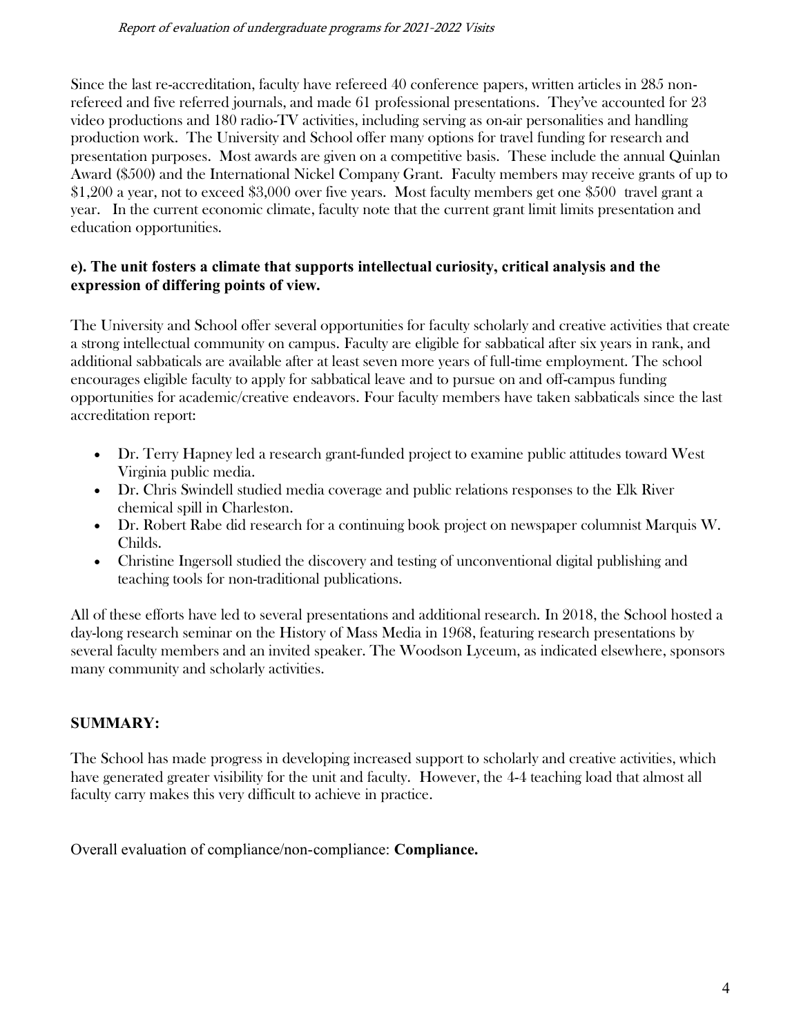Since the last re-accreditation, faculty have refereed 40 conference papers, written articles in 285 non-refereed and five referred journals, and made 61 professional presentations. They've accounted for 23 video productions and 180 radio-TV activities, including serving as on-air personalities and handling production work. The University and School offer many options for travel funding for research and presentation purposes. Most awards are given on a competitive basis. These include the annual Quinlan Award ($500) and the International Nickel Company Grant. Faculty members may receive grants of up to $1,200 a year, not to exceed $3,000 over five years. Most faculty members get one $500 travel grant a year. In the current economic climate, faculty note that the current grant limit limits presentation and education opportunities.

**e). The unit fosters a climate that supports intellectual curiosity, critical analysis and the expression of differing points of view.**

The University and School offer several opportunities for faculty scholarly and creative activities that create a strong intellectual community on campus. Faculty are eligible for sabbatical after six years in rank, and additional sabbaticals are available after at least seven more years of full-time employment. The school encourages eligible faculty to apply for sabbatical leave and to pursue on and off-campus funding opportunities for academic/creative endeavors. Four faculty members have taken sabbaticals since the last accreditation report:

- Dr. Terry Hapney led a research grant-funded project to examine public attitudes toward West Virginia public media.
- Dr. Chris Swindell studied media coverage and public relations responses to the Elk River chemical spill in Charleston.
- Dr. Robert Rabe did research for a continuing book project on newspaper columnist Marquis W. Childs.
- Christine Ingersoll studied the discovery and testing of unconventional digital publishing and teaching tools for non-traditional publications.

All of these efforts have led to several presentations and additional research. In 2018, the School hosted a day-long research seminar on the History of Mass Media in 1968, featuring research presentations by several faculty members and an invited speaker. The Woodson Lyceum, as indicated elsewhere, sponsors many community and scholarly activities.

**SUMMARY:**

The School has made progress in developing increased support to scholarly and creative activities, which have generated greater visibility for the unit and faculty. However, the 4-4 teaching load that almost all faculty carry makes this very difficult to achieve in practice.

Overall evaluation of compliance/non-compliance: **Compliance.**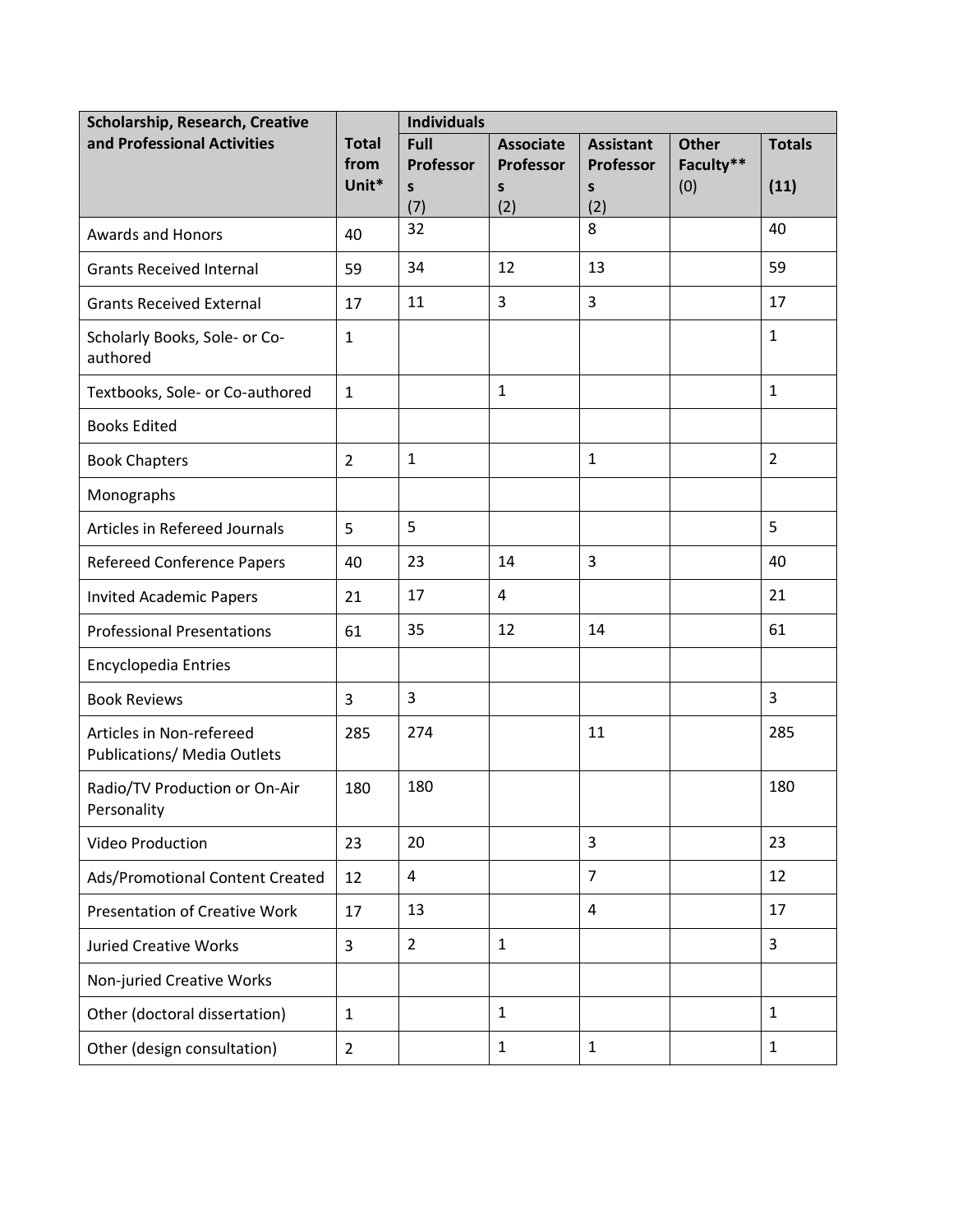| Scholarship, Research, Creative and Professional Activities | Total from Unit* | Individuals | | | | |
|---|---|---|---|---|---|---|
| | | Full Professors (7) | Associate Professors (2) | Assistant Professors (2) | Other Faculty** (0) | Totals (11) |
| Awards and Honors | 40 | 32 | | 8 | | 40 |
| Grants Received Internal | 59 | 34 | 12 | 13 | | 59 |
| Grants Received External | 17 | 11 | 3 | 3 | | 17 |
| Scholarly Books, Sole- or Co-authored | 1 | | | | | 1 |
| Textbooks, Sole- or Co-authored | 1 | | 1 | | | 1 |
| Books Edited | | | | | | |
| Book Chapters | 2 | 1 | | 1 | | 2 |
| Monographs | | | | | | |
| Articles in Refereed Journals | 5 | 5 | | | | 5 |
| Refereed Conference Papers | 40 | 23 | 14 | 3 | | 40 |
| Invited Academic Papers | 21 | 17 | 4 | | | 21 |
| Professional Presentations | 61 | 35 | 12 | 14 | | 61 |
| Encyclopedia Entries | | | | | | |
| Book Reviews | 3 | 3 | | | | 3 |
| Articles in Non-refereed Publications/ Media Outlets | 285 | 274 | | 11 | | 285 |
| Radio/TV Production or On-Air Personality | 180 | 180 | | | | 180 |
| Video Production | 23 | 20 | | 3 | | 23 |
| Ads/Promotional Content Created | 12 | 4 | | 7 | | 12 |
| Presentation of Creative Work | 17 | 13 | | 4 | | 17 |
| Juried Creative Works | 3 | 2 | 1 | | | 3 |
| Non-juried Creative Works | | | | | | |
| Other (doctoral dissertation) | 1 | | 1 | | | 1 |
| Other (design consultation) | 2 | | 1 | 1 | | 1 |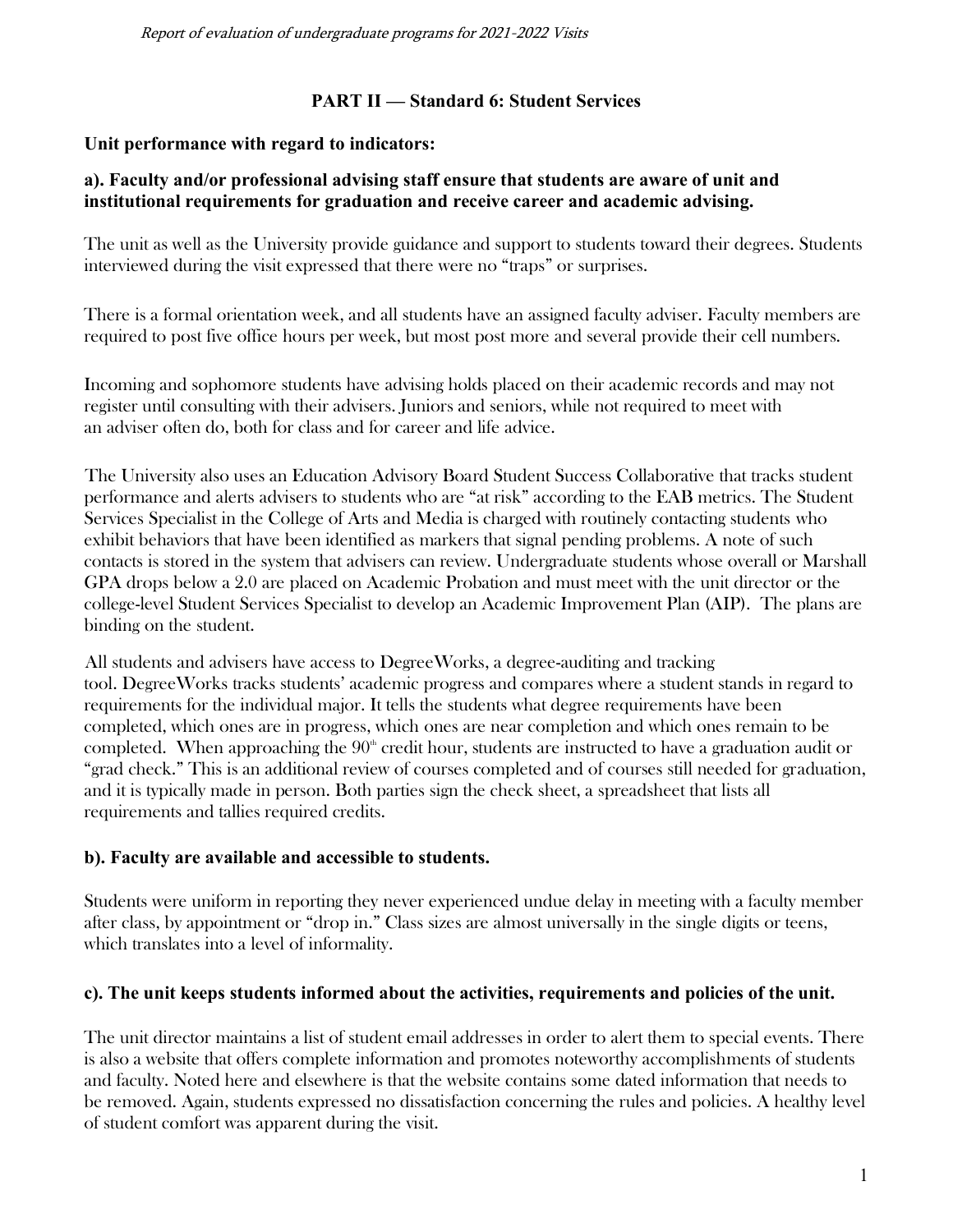## PART II — Standard 6: Student Services

### Unit performance with regard to indicators:

#### a). Faculty and/or professional advising staff ensure that students are aware of unit and institutional requirements for graduation and receive career and academic advising.

The unit as well as the University provide guidance and support to students toward their degrees. Students interviewed during the visit expressed that there were no "traps" or surprises.

There is a formal orientation week, and all students have an assigned faculty adviser. Faculty members are required to post five office hours per week, but most post more and several provide their cell numbers.

Incoming and sophomore students have advising holds placed on their academic records and may not register until consulting with their advisers. Juniors and seniors, while not required to meet with an adviser often do, both for class and for career and life advice.

The University also uses an Education Advisory Board Student Success Collaborative that tracks student performance and alerts advisers to students who are "at risk" according to the EAB metrics. The Student Services Specialist in the College of Arts and Media is charged with routinely contacting students who exhibit behaviors that have been identified as markers that signal pending problems. A note of such contacts is stored in the system that advisers can review. Undergraduate students whose overall or Marshall GPA drops below a 2.0 are placed on Academic Probation and must meet with the unit director or the college-level Student Services Specialist to develop an Academic Improvement Plan (AIP). The plans are binding on the student.

All students and advisers have access to DegreeWorks, a degree-auditing and tracking tool. DegreeWorks tracks students' academic progress and compares where a student stands in regard to requirements for the individual major. It tells the students what degree requirements have been completed, which ones are in progress, which ones are near completion and which ones remain to be completed. When approaching the 90th credit hour, students are instructed to have a graduation audit or "grad check." This is an additional review of courses completed and of courses still needed for graduation, and it is typically made in person. Both parties sign the check sheet, a spreadsheet that lists all requirements and tallies required credits.

#### b). Faculty are available and accessible to students.

Students were uniform in reporting they never experienced undue delay in meeting with a faculty member after class, by appointment or "drop in." Class sizes are almost universally in the single digits or teens, which translates into a level of informality.

#### c). The unit keeps students informed about the activities, requirements and policies of the unit.

The unit director maintains a list of student email addresses in order to alert them to special events. There is also a website that offers complete information and promotes noteworthy accomplishments of students and faculty. Noted here and elsewhere is that the website contains some dated information that needs to be removed. Again, students expressed no dissatisfaction concerning the rules and policies. A healthy level of student comfort was apparent during the visit.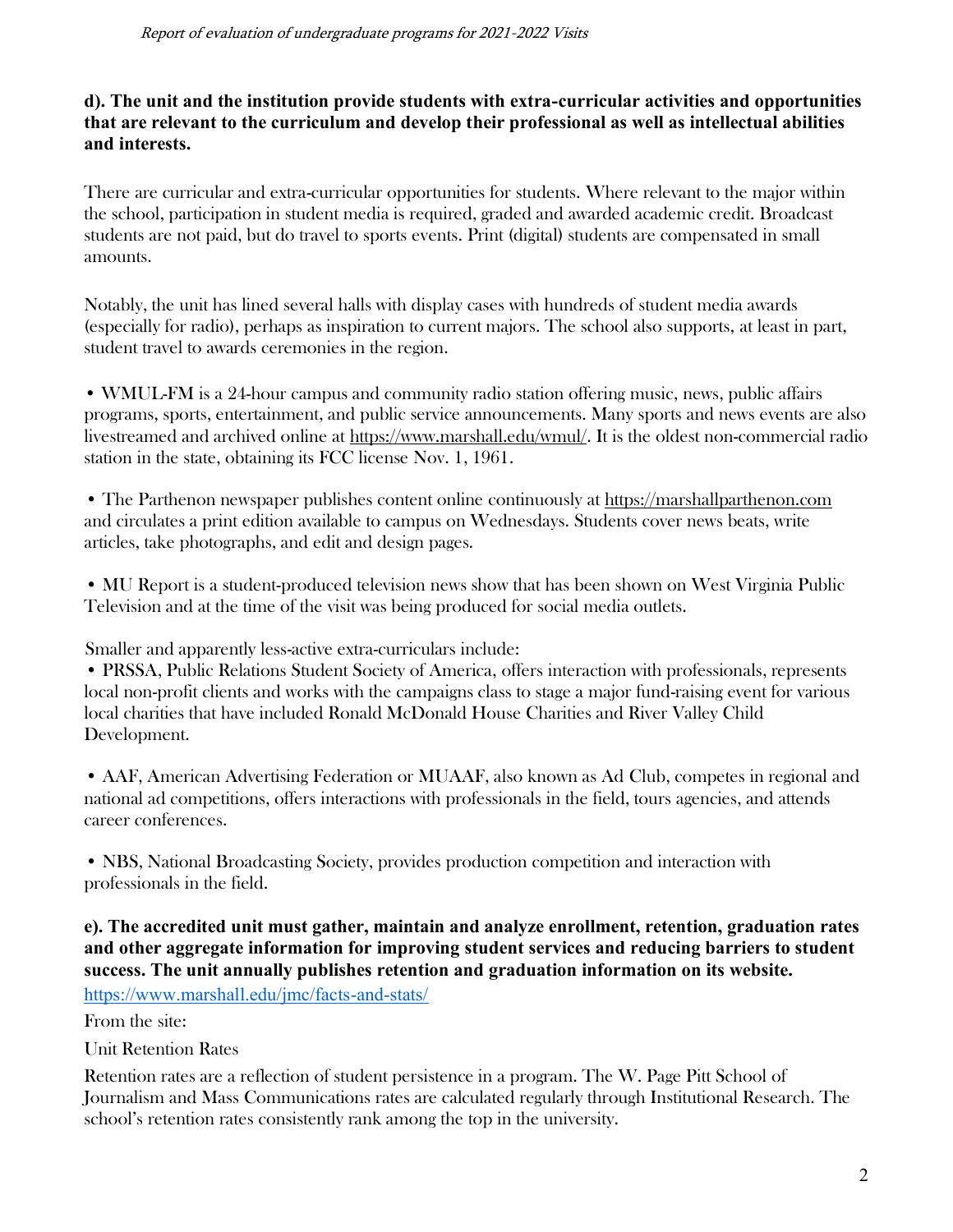**d). The unit and the institution provide students with extra-curricular activities and opportunities that are relevant to the curriculum and develop their professional as well as intellectual abilities and interests.**

There are curricular and extra-curricular opportunities for students. Where relevant to the major within the school, participation in student media is required, graded and awarded academic credit. Broadcast students are not paid, but do travel to sports events. Print (digital) students are compensated in small amounts.

Notably, the unit has lined several halls with display cases with hundreds of student media awards (especially for radio), perhaps as inspiration to current majors. The school also supports, at least in part, student travel to awards ceremonies in the region.

- WMUL-FM is a 24-hour campus and community radio station offering music, news, public affairs programs, sports, entertainment, and public service announcements. Many sports and news events are also livestreamed and archived online at https://www.marshall.edu/wmul/. It is the oldest non-commercial radio station in the state, obtaining its FCC license Nov. 1, 1961.

- The Parthenon newspaper publishes content online continuously at https://marshallparthenon.com and circulates a print edition available to campus on Wednesdays. Students cover news beats, write articles, take photographs, and edit and design pages.

- MU Report is a student-produced television news show that has been shown on West Virginia Public Television and at the time of the visit was being produced for social media outlets.

Smaller and apparently less-active extra-curriculars include:

- PRSSA, Public Relations Student Society of America, offers interaction with professionals, represents local non-profit clients and works with the campaigns class to stage a major fund-raising event for various local charities that have included Ronald McDonald House Charities and River Valley Child Development.

- AAF, American Advertising Federation or MUAAF, also known as Ad Club, competes in regional and national ad competitions, offers interactions with professionals in the field, tours agencies, and attends career conferences.

- NBS, National Broadcasting Society, provides production competition and interaction with professionals in the field.

**e). The accredited unit must gather, maintain and analyze enrollment, retention, graduation rates and other aggregate information for improving student services and reducing barriers to student success. The unit annually publishes retention and graduation information on its website.**

https://www.marshall.edu/jmc/facts-and-stats/

From the site:

Unit Retention Rates

Retention rates are a reflection of student persistence in a program. The W. Page Pitt School of Journalism and Mass Communications rates are calculated regularly through Institutional Research. The school's retention rates consistently rank among the top in the university.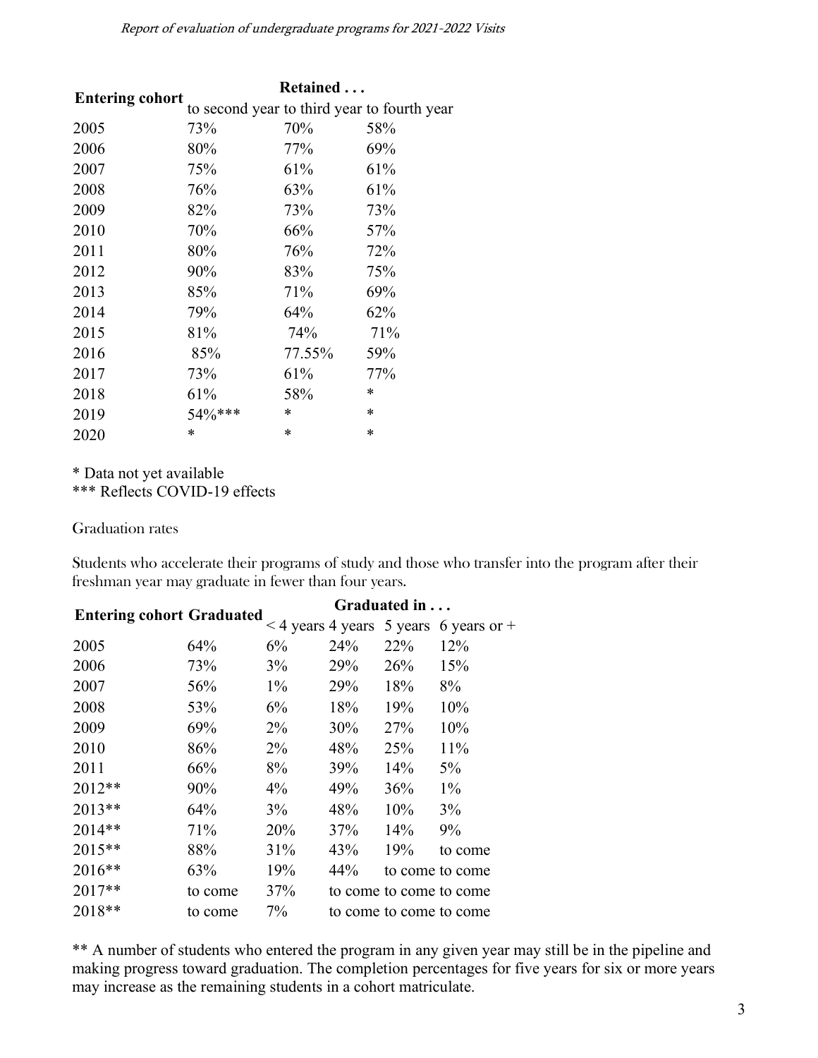| Entering cohort | Retained . . . | | |
|---|---|---|---|
| | to second year | to third year | to fourth year |
| 2005 | 73% | 70% | 58% |
| 2006 | 80% | 77% | 69% |
| 2007 | 75% | 61% | 61% |
| 2008 | 76% | 63% | 61% |
| 2009 | 82% | 73% | 73% |
| 2010 | 70% | 66% | 57% |
| 2011 | 80% | 76% | 72% |
| 2012 | 90% | 83% | 75% |
| 2013 | 85% | 71% | 69% |
| 2014 | 79% | 64% | 62% |
| 2015 | 81% | 74% | 71% |
| 2016 | 85% | 77.55% | 59% |
| 2017 | 73% | 61% | 77% |
| 2018 | 61% | 58% | * |
| 2019 | 54%*** | * | * |
| 2020 | * | * | * |

* Data not yet available
*** Reflects COVID-19 effects

Graduation rates

Students who accelerate their programs of study and those who transfer into the program after their freshman year may graduate in fewer than four years.

| Entering cohort | Graduated | Graduated in . . . | | | |
|---|---|---|---|---|---|
| | | < 4 years | 4 years | 5 years | 6 years or + |
| 2005 | 64% | 6% | 24% | 22% | 12% |
| 2006 | 73% | 3% | 29% | 26% | 15% |
| 2007 | 56% | 1% | 29% | 18% | 8% |
| 2008 | 53% | 6% | 18% | 19% | 10% |
| 2009 | 69% | 2% | 30% | 27% | 10% |
| 2010 | 86% | 2% | 48% | 25% | 11% |
| 2011 | 66% | 8% | 39% | 14% | 5% |
| 2012** | 90% | 4% | 49% | 36% | 1% |
| 2013** | 64% | 3% | 48% | 10% | 3% |
| 2014** | 71% | 20% | 37% | 14% | 9% |
| 2015** | 88% | 31% | 43% | 19% | to come |
| 2016** | 63% | 19% | 44% | to come | to come |
| 2017** | to come | 37% | to come | to come | to come |
| 2018** | to come | 7% | to come | to come | to come |

** A number of students who entered the program in any given year may still be in the pipeline and making progress toward graduation. The completion percentages for five years for six or more years may increase as the remaining students in a cohort matriculate.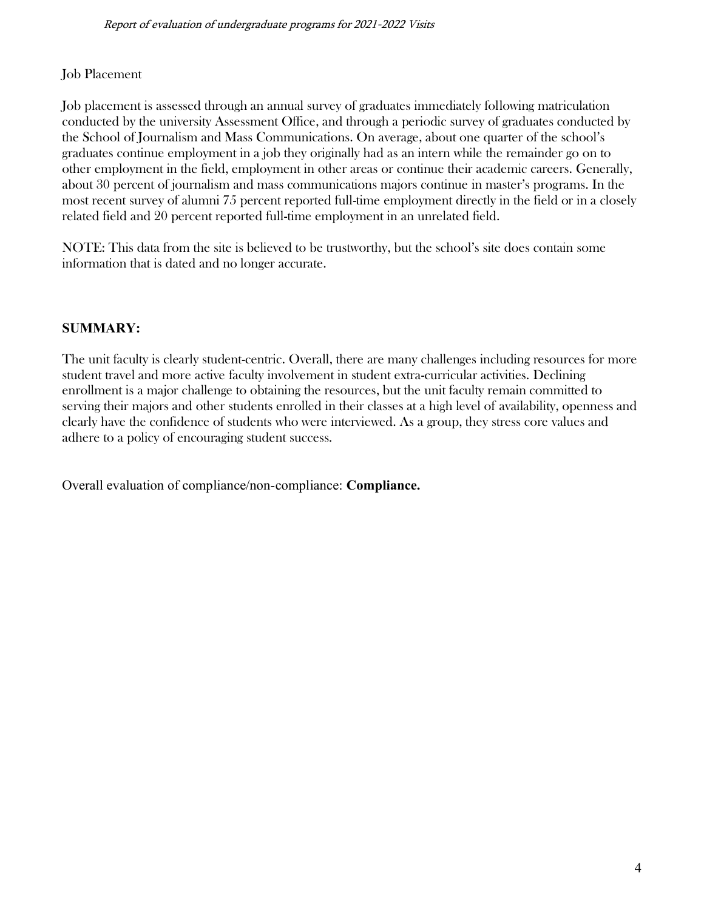Job Placement

Job placement is assessed through an annual survey of graduates immediately following matriculation conducted by the university Assessment Office, and through a periodic survey of graduates conducted by the School of Journalism and Mass Communications. On average, about one quarter of the school's graduates continue employment in a job they originally had as an intern while the remainder go on to other employment in the field, employment in other areas or continue their academic careers. Generally, about 30 percent of journalism and mass communications majors continue in master's programs. In the most recent survey of alumni 75 percent reported full-time employment directly in the field or in a closely related field and 20 percent reported full-time employment in an unrelated field.

NOTE: This data from the site is believed to be trustworthy, but the school's site does contain some information that is dated and no longer accurate.

**SUMMARY:**

The unit faculty is clearly student-centric. Overall, there are many challenges including resources for more student travel and more active faculty involvement in student extra-curricular activities. Declining enrollment is a major challenge to obtaining the resources, but the unit faculty remain committed to serving their majors and other students enrolled in their classes at a high level of availability, openness and clearly have the confidence of students who were interviewed. As a group, they stress core values and adhere to a policy of encouraging student success.

Overall evaluation of compliance/non-compliance: **Compliance.**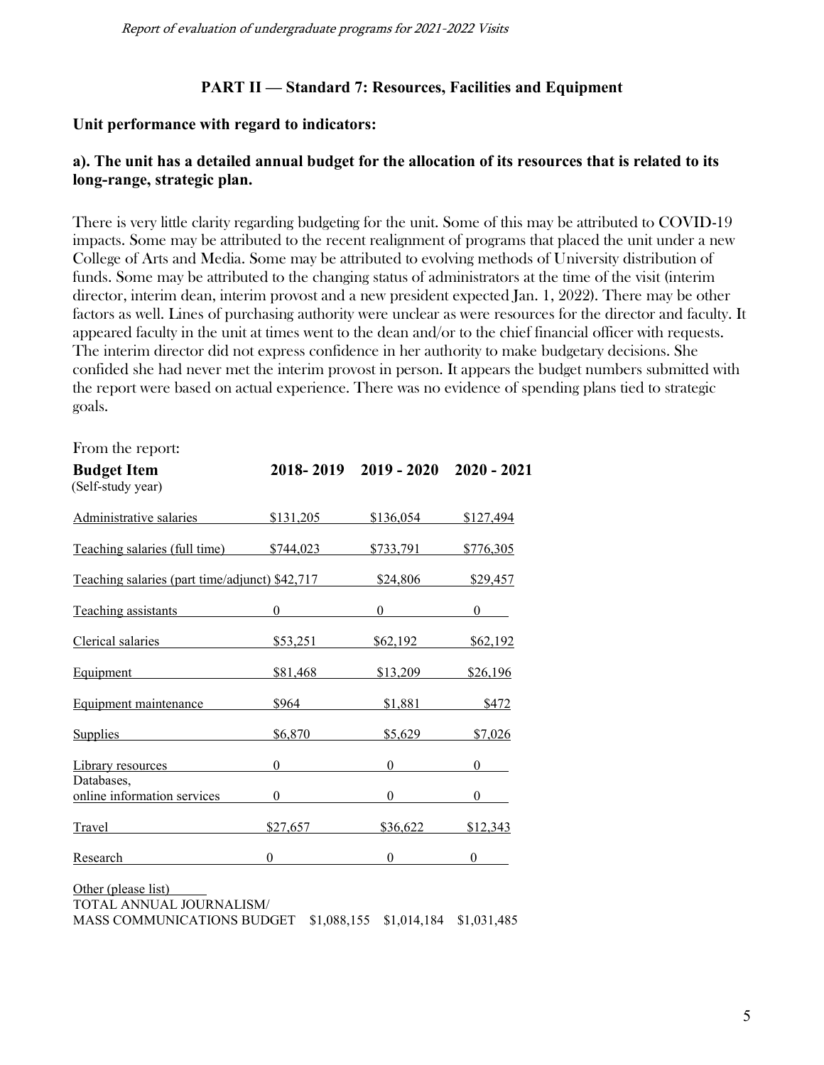## PART II — Standard 7: Resources, Facilities and Equipment

### Unit performance with regard to indicators:

**a). The unit has a detailed annual budget for the allocation of its resources that is related to its long-range, strategic plan.**

There is very little clarity regarding budgeting for the unit. Some of this may be attributed to COVID-19 impacts. Some may be attributed to the recent realignment of programs that placed the unit under a new College of Arts and Media. Some may be attributed to evolving methods of University distribution of funds. Some may be attributed to the changing status of administrators at the time of the visit (interim director, interim dean, interim provost and a new president expected Jan. 1, 2022). There may be other factors as well. Lines of purchasing authority were unclear as were resources for the director and faculty. It appeared faculty in the unit at times went to the dean and/or to the chief financial officer with requests. The interim director did not express confidence in her authority to make budgetary decisions. She confided she had never met the interim provost in person. It appears the budget numbers submitted with the report were based on actual experience. There was no evidence of spending plans tied to strategic goals.

From the report:

| **Budget Item** (Self-study year) | **2018- 2019** | **2019 - 2020** | **2020 - 2021** |
|---|---|---|---|
| Administrative salaries | $131,205 | $136,054 | $127,494 |
| Teaching salaries (full time) | $744,023 | $733,791 | $776,305 |
| Teaching salaries (part time/adjunct) | $42,717 | $24,806 | $29,457 |
| Teaching assistants | 0 | 0 | 0 |
| Clerical salaries | $53,251 | $62,192 | $62,192 |
| Equipment | $81,468 | $13,209 | $26,196 |
| Equipment maintenance | $964 | $1,881 | $472 |
| Supplies | $6,870 | $5,629 | $7,026 |
| Library resources | 0 | 0 | 0 |
| Databases, online information services | 0 | 0 | 0 |
| Travel | $27,657 | $36,622 | $12,343 |
| Research | 0 | 0 | 0 |
| Other (please list) | | | |
| TOTAL ANNUAL JOURNALISM/ MASS COMMUNICATIONS BUDGET | $1,088,155 | $1,014,184 | $1,031,485 |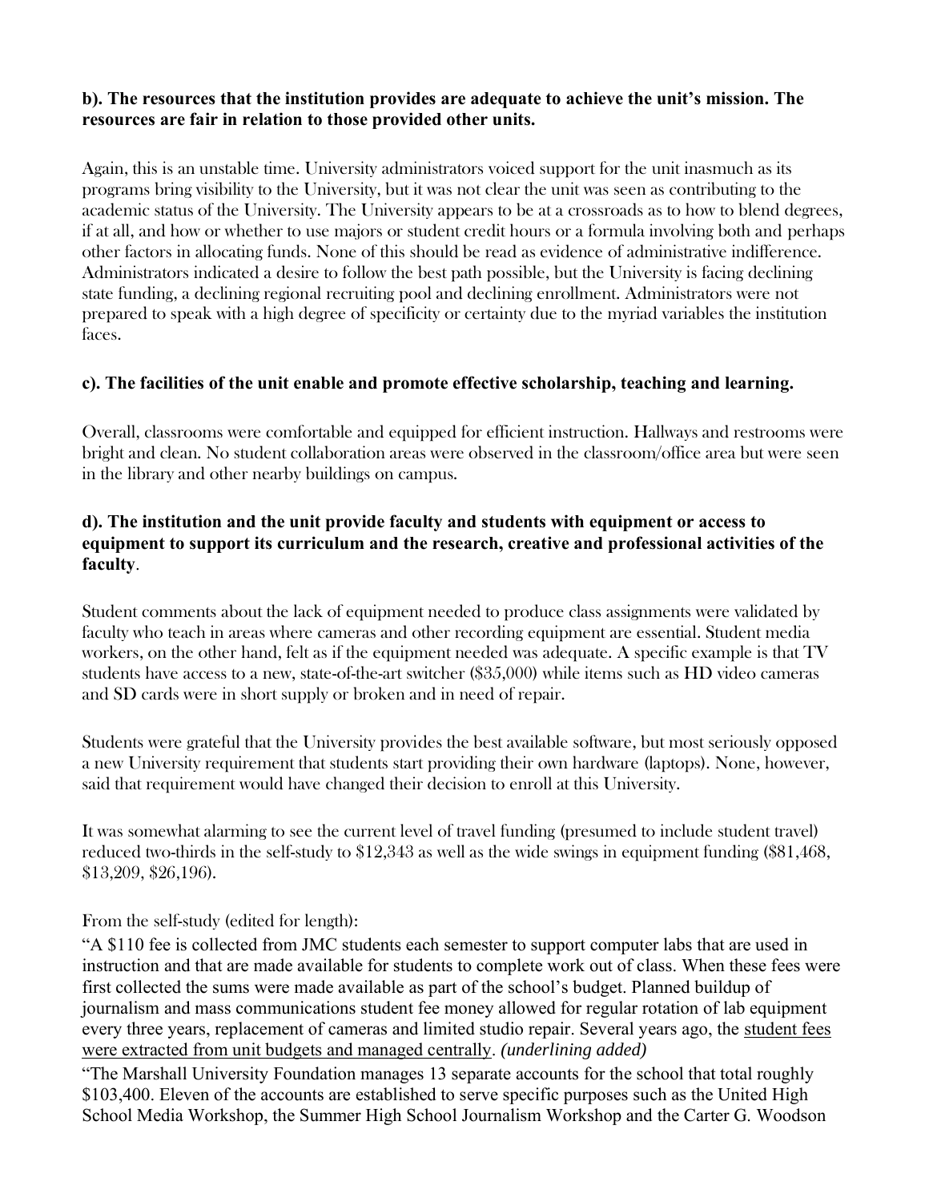**b). The resources that the institution provides are adequate to achieve the unit's mission. The resources are fair in relation to those provided other units.**

Again, this is an unstable time. University administrators voiced support for the unit inasmuch as its programs bring visibility to the University, but it was not clear the unit was seen as contributing to the academic status of the University. The University appears to be at a crossroads as to how to blend degrees, if at all, and how or whether to use majors or student credit hours or a formula involving both and perhaps other factors in allocating funds. None of this should be read as evidence of administrative indifference. Administrators indicated a desire to follow the best path possible, but the University is facing declining state funding, a declining regional recruiting pool and declining enrollment. Administrators were not prepared to speak with a high degree of specificity or certainty due to the myriad variables the institution faces.

**c). The facilities of the unit enable and promote effective scholarship, teaching and learning.**

Overall, classrooms were comfortable and equipped for efficient instruction. Hallways and restrooms were bright and clean. No student collaboration areas were observed in the classroom/office area but were seen in the library and other nearby buildings on campus.

**d). The institution and the unit provide faculty and students with equipment or access to equipment to support its curriculum and the research, creative and professional activities of the faculty**.

Student comments about the lack of equipment needed to produce class assignments were validated by faculty who teach in areas where cameras and other recording equipment are essential. Student media workers, on the other hand, felt as if the equipment needed was adequate. A specific example is that TV students have access to a new, state-of-the-art switcher ($35,000) while items such as HD video cameras and SD cards were in short supply or broken and in need of repair.

Students were grateful that the University provides the best available software, but most seriously opposed a new University requirement that students start providing their own hardware (laptops). None, however, said that requirement would have changed their decision to enroll at this University.

It was somewhat alarming to see the current level of travel funding (presumed to include student travel) reduced two-thirds in the self-study to $12,343 as well as the wide swings in equipment funding ($81,468, $13,209, $26,196).

From the self-study (edited for length):

"A $110 fee is collected from JMC students each semester to support computer labs that are used in instruction and that are made available for students to complete work out of class. When these fees were first collected the sums were made available as part of the school's budget. Planned buildup of journalism and mass communications student fee money allowed for regular rotation of lab equipment every three years, replacement of cameras and limited studio repair. Several years ago, the <u>student fees were extracted from unit budgets and managed centrally</u>. *(underlining added)*

"The Marshall University Foundation manages 13 separate accounts for the school that total roughly $103,400. Eleven of the accounts are established to serve specific purposes such as the United High School Media Workshop, the Summer High School Journalism Workshop and the Carter G. Woodson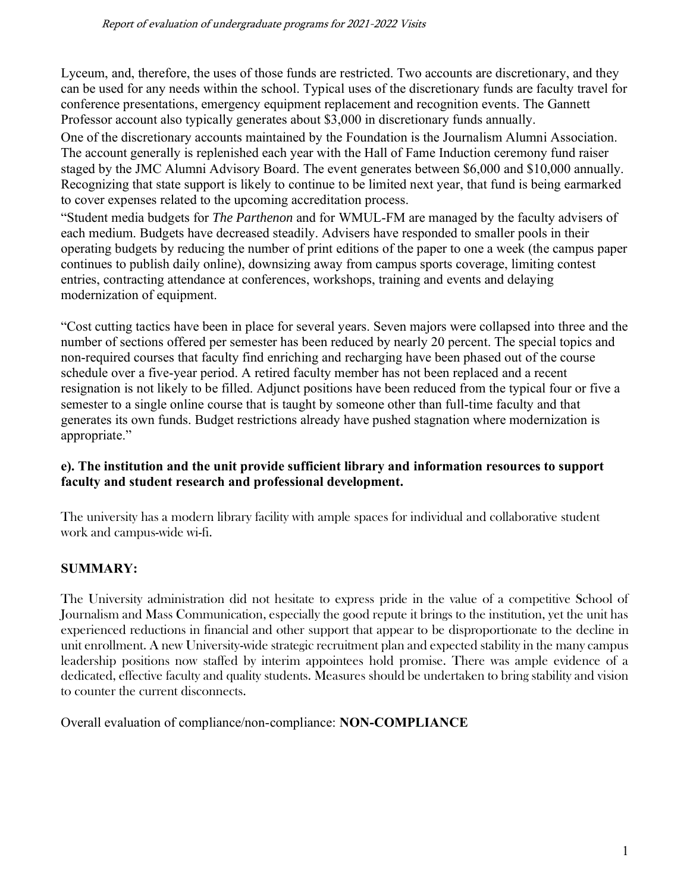Lyceum, and, therefore, the uses of those funds are restricted. Two accounts are discretionary, and they can be used for any needs within the school. Typical uses of the discretionary funds are faculty travel for conference presentations, emergency equipment replacement and recognition events. The Gannett Professor account also typically generates about \$3,000 in discretionary funds annually.

One of the discretionary accounts maintained by the Foundation is the Journalism Alumni Association. The account generally is replenished each year with the Hall of Fame Induction ceremony fund raiser staged by the JMC Alumni Advisory Board. The event generates between \$6,000 and \$10,000 annually. Recognizing that state support is likely to continue to be limited next year, that fund is being earmarked to cover expenses related to the upcoming accreditation process.

"Student media budgets for *The Parthenon* and for WMUL-FM are managed by the faculty advisers of each medium. Budgets have decreased steadily. Advisers have responded to smaller pools in their operating budgets by reducing the number of print editions of the paper to one a week (the campus paper continues to publish daily online), downsizing away from campus sports coverage, limiting contest entries, contracting attendance at conferences, workshops, training and events and delaying modernization of equipment.

"Cost cutting tactics have been in place for several years. Seven majors were collapsed into three and the number of sections offered per semester has been reduced by nearly 20 percent. The special topics and non-required courses that faculty find enriching and recharging have been phased out of the course schedule over a five-year period. A retired faculty member has not been replaced and a recent resignation is not likely to be filled. Adjunct positions have been reduced from the typical four or five a semester to a single online course that is taught by someone other than full-time faculty and that generates its own funds. Budget restrictions already have pushed stagnation where modernization is appropriate."

**e). The institution and the unit provide sufficient library and information resources to support faculty and student research and professional development.**

The university has a modern library facility with ample spaces for individual and collaborative student work and campus-wide wi-fi.

**SUMMARY:**

The University administration did not hesitate to express pride in the value of a competitive School of Journalism and Mass Communication, especially the good repute it brings to the institution, yet the unit has experienced reductions in financial and other support that appear to be disproportionate to the decline in unit enrollment. A new University-wide strategic recruitment plan and expected stability in the many campus leadership positions now staffed by interim appointees hold promise. There was ample evidence of a dedicated, effective faculty and quality students. Measures should be undertaken to bring stability and vision to counter the current disconnects.

Overall evaluation of compliance/non-compliance: **NON-COMPLIANCE**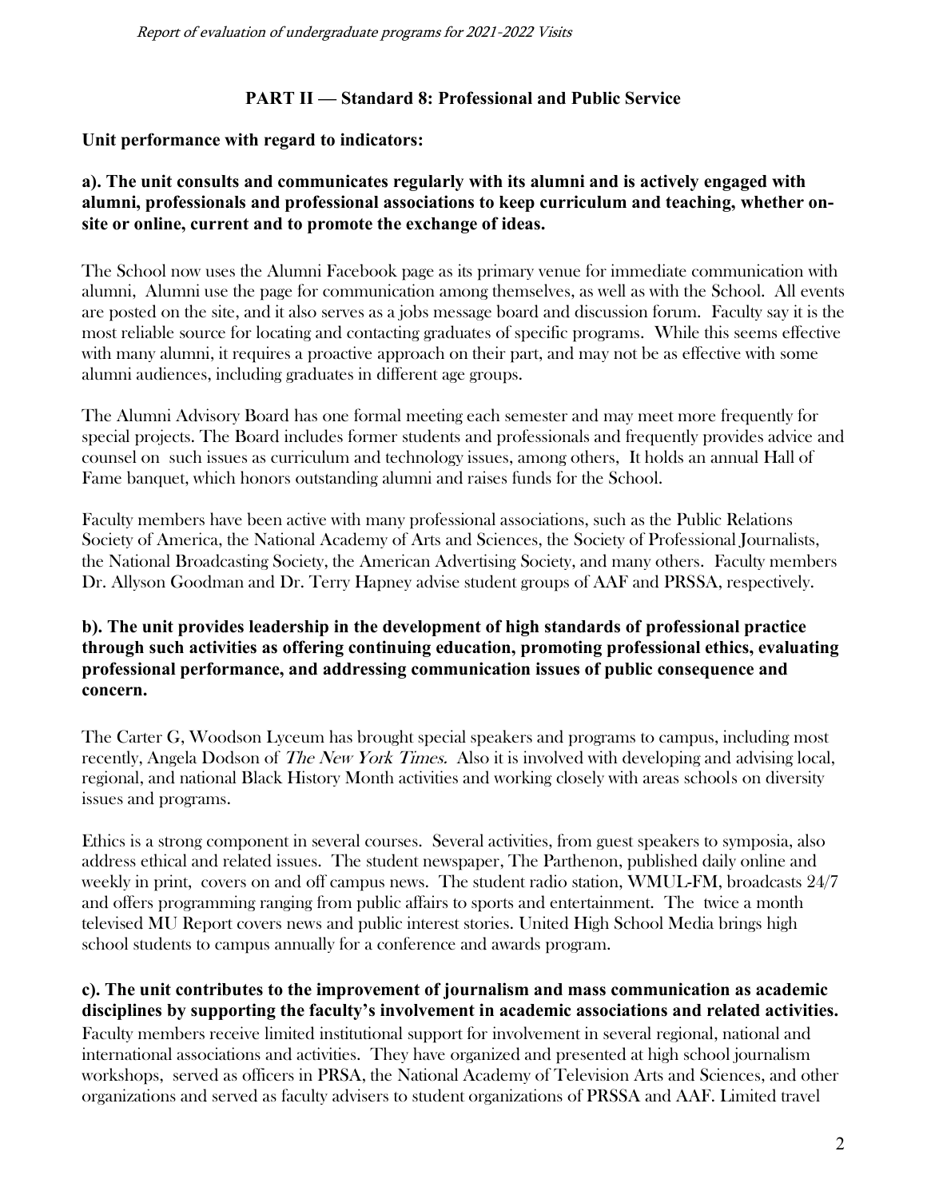## PART II — Standard 8: Professional and Public Service

**Unit performance with regard to indicators:**

**a). The unit consults and communicates regularly with its alumni and is actively engaged with alumni, professionals and professional associations to keep curriculum and teaching, whether on-site or online, current and to promote the exchange of ideas.**

The School now uses the Alumni Facebook page as its primary venue for immediate communication with alumni, Alumni use the page for communication among themselves, as well as with the School. All events are posted on the site, and it also serves as a jobs message board and discussion forum. Faculty say it is the most reliable source for locating and contacting graduates of specific programs. While this seems effective with many alumni, it requires a proactive approach on their part, and may not be as effective with some alumni audiences, including graduates in different age groups.

The Alumni Advisory Board has one formal meeting each semester and may meet more frequently for special projects. The Board includes former students and professionals and frequently provides advice and counsel on such issues as curriculum and technology issues, among others, It holds an annual Hall of Fame banquet, which honors outstanding alumni and raises funds for the School.

Faculty members have been active with many professional associations, such as the Public Relations Society of America, the National Academy of Arts and Sciences, the Society of Professional Journalists, the National Broadcasting Society, the American Advertising Society, and many others. Faculty members Dr. Allyson Goodman and Dr. Terry Hapney advise student groups of AAF and PRSSA, respectively.

**b). The unit provides leadership in the development of high standards of professional practice through such activities as offering continuing education, promoting professional ethics, evaluating professional performance, and addressing communication issues of public consequence and concern.**

The Carter G, Woodson Lyceum has brought special speakers and programs to campus, including most recently, Angela Dodson of *The New York Times.* Also it is involved with developing and advising local, regional, and national Black History Month activities and working closely with areas schools on diversity issues and programs.

Ethics is a strong component in several courses. Several activities, from guest speakers to symposia, also address ethical and related issues. The student newspaper, The Parthenon, published daily online and weekly in print, covers on and off campus news. The student radio station, WMUL-FM, broadcasts 24/7 and offers programming ranging from public affairs to sports and entertainment. The twice a month televised MU Report covers news and public interest stories. United High School Media brings high school students to campus annually for a conference and awards program.

**c). The unit contributes to the improvement of journalism and mass communication as academic disciplines by supporting the faculty's involvement in academic associations and related activities.**

Faculty members receive limited institutional support for involvement in several regional, national and international associations and activities. They have organized and presented at high school journalism workshops, served as officers in PRSA, the National Academy of Television Arts and Sciences, and other organizations and served as faculty advisers to student organizations of PRSSA and AAF. Limited travel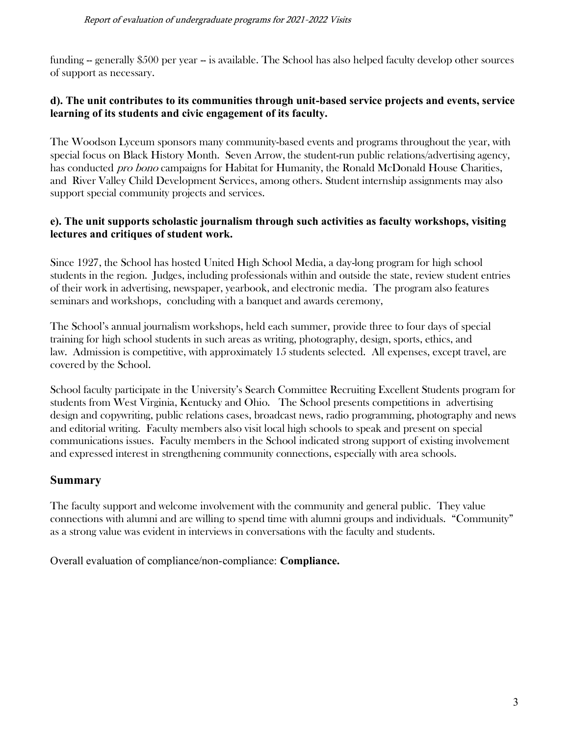funding -- generally $500 per year -- is available. The School has also helped faculty develop other sources of support as necessary.

**d). The unit contributes to its communities through unit-based service projects and events, service learning of its students and civic engagement of its faculty.**

The Woodson Lyceum sponsors many community-based events and programs throughout the year, with special focus on Black History Month. Seven Arrow, the student-run public relations/advertising agency, has conducted *pro bono* campaigns for Habitat for Humanity, the Ronald McDonald House Charities, and River Valley Child Development Services, among others. Student internship assignments may also support special community projects and services.

**e). The unit supports scholastic journalism through such activities as faculty workshops, visiting lectures and critiques of student work.**

Since 1927, the School has hosted United High School Media, a day-long program for high school students in the region. Judges, including professionals within and outside the state, review student entries of their work in advertising, newspaper, yearbook, and electronic media. The program also features seminars and workshops, concluding with a banquet and awards ceremony,

The School's annual journalism workshops, held each summer, provide three to four days of special training for high school students in such areas as writing, photography, design, sports, ethics, and law. Admission is competitive, with approximately 15 students selected. All expenses, except travel, are covered by the School.

School faculty participate in the University's Search Committee Recruiting Excellent Students program for students from West Virginia, Kentucky and Ohio. The School presents competitions in advertising design and copywriting, public relations cases, broadcast news, radio programming, photography and news and editorial writing. Faculty members also visit local high schools to speak and present on special communications issues. Faculty members in the School indicated strong support of existing involvement and expressed interest in strengthening community connections, especially with area schools.

## Summary

The faculty support and welcome involvement with the community and general public. They value connections with alumni and are willing to spend time with alumni groups and individuals. "Community" as a strong value was evident in interviews in conversations with the faculty and students.

Overall evaluation of compliance/non-compliance: **Compliance.**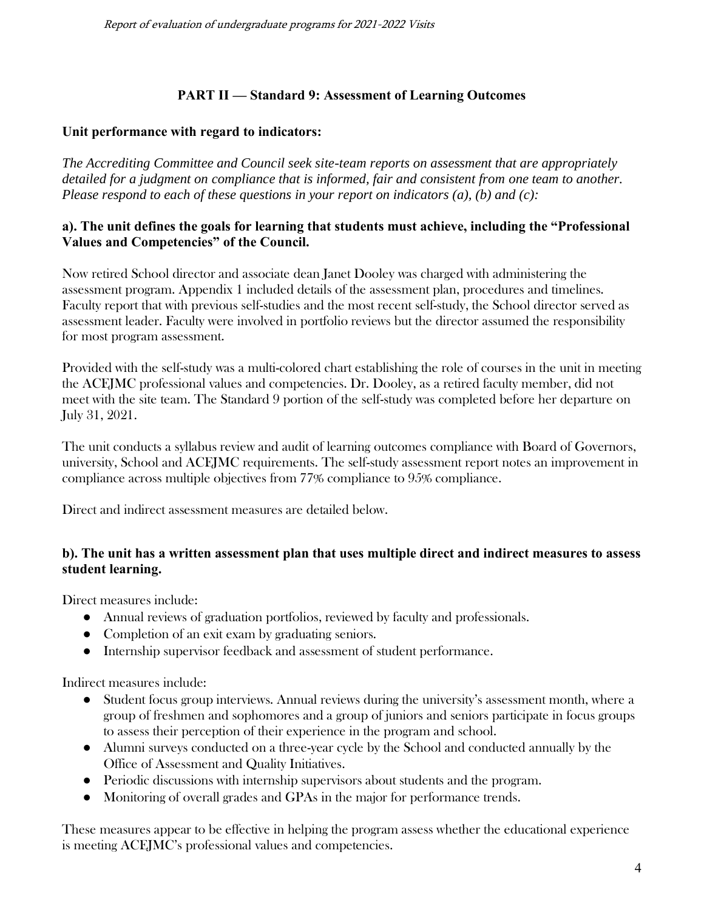## PART II — Standard 9: Assessment of Learning Outcomes

**Unit performance with regard to indicators:**

*The Accrediting Committee and Council seek site-team reports on assessment that are appropriately detailed for a judgment on compliance that is informed, fair and consistent from one team to another. Please respond to each of these questions in your report on indicators (a), (b) and (c):*

**a). The unit defines the goals for learning that students must achieve, including the "Professional Values and Competencies" of the Council.**

Now retired School director and associate dean Janet Dooley was charged with administering the assessment program. Appendix 1 included details of the assessment plan, procedures and timelines. Faculty report that with previous self-studies and the most recent self-study, the School director served as assessment leader. Faculty were involved in portfolio reviews but the director assumed the responsibility for most program assessment.

Provided with the self-study was a multi-colored chart establishing the role of courses in the unit in meeting the ACEJMC professional values and competencies. Dr. Dooley, as a retired faculty member, did not meet with the site team. The Standard 9 portion of the self-study was completed before her departure on July 31, 2021.

The unit conducts a syllabus review and audit of learning outcomes compliance with Board of Governors, university, School and ACEJMC requirements. The self-study assessment report notes an improvement in compliance across multiple objectives from 77% compliance to 95% compliance.

Direct and indirect assessment measures are detailed below.

**b). The unit has a written assessment plan that uses multiple direct and indirect measures to assess student learning.**

Direct measures include:

- Annual reviews of graduation portfolios, reviewed by faculty and professionals.
- Completion of an exit exam by graduating seniors.
- Internship supervisor feedback and assessment of student performance.

Indirect measures include:

- Student focus group interviews. Annual reviews during the university's assessment month, where a group of freshmen and sophomores and a group of juniors and seniors participate in focus groups to assess their perception of their experience in the program and school.
- Alumni surveys conducted on a three-year cycle by the School and conducted annually by the Office of Assessment and Quality Initiatives.
- Periodic discussions with internship supervisors about students and the program.
- Monitoring of overall grades and GPAs in the major for performance trends.

These measures appear to be effective in helping the program assess whether the educational experience is meeting ACEJMC's professional values and competencies.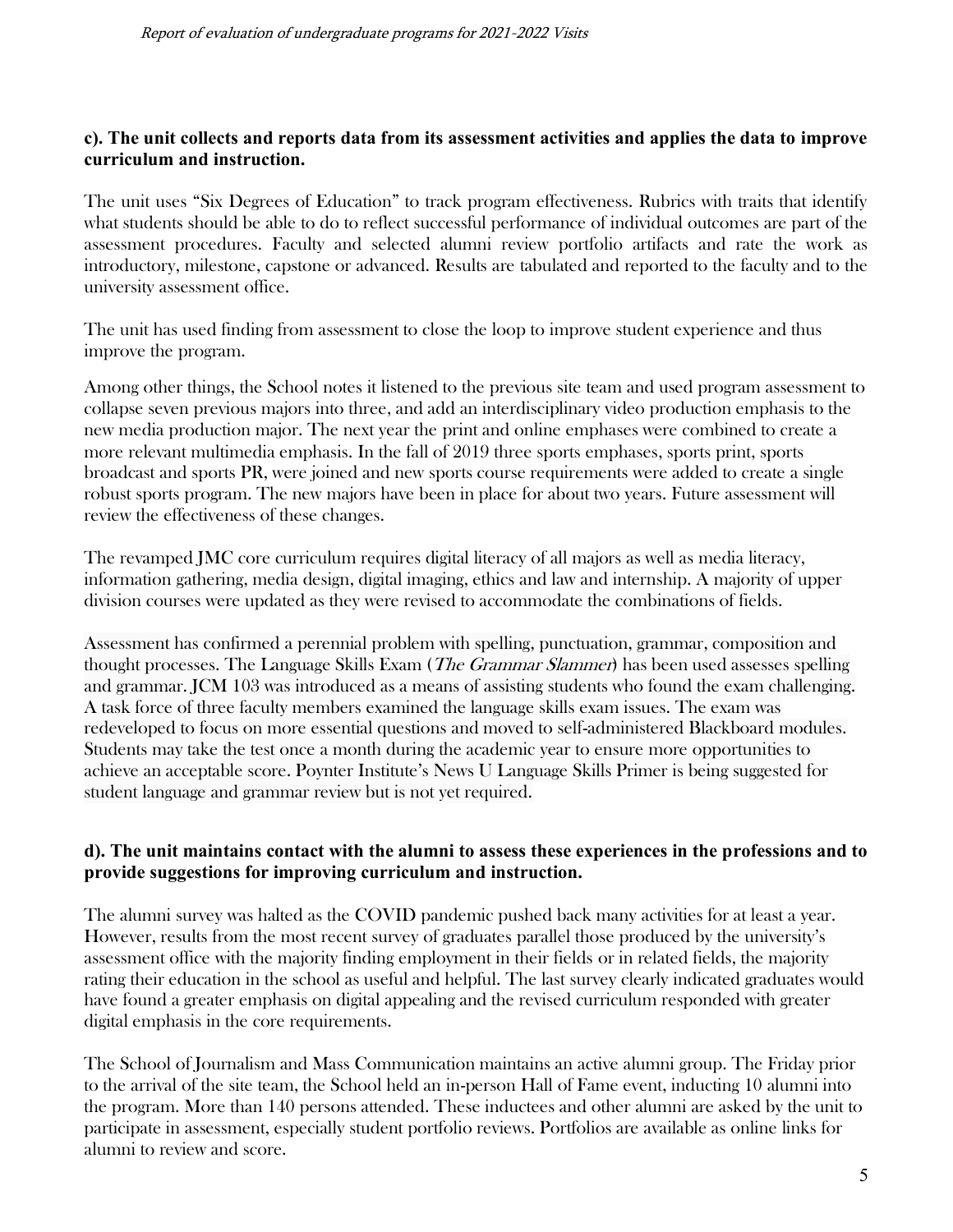**c). The unit collects and reports data from its assessment activities and applies the data to improve curriculum and instruction.**

The unit uses "Six Degrees of Education" to track program effectiveness. Rubrics with traits that identify what students should be able to do to reflect successful performance of individual outcomes are part of the assessment procedures. Faculty and selected alumni review portfolio artifacts and rate the work as introductory, milestone, capstone or advanced. Results are tabulated and reported to the faculty and to the university assessment office.

The unit has used finding from assessment to close the loop to improve student experience and thus improve the program.

Among other things, the School notes it listened to the previous site team and used program assessment to collapse seven previous majors into three, and add an interdisciplinary video production emphasis to the new media production major. The next year the print and online emphases were combined to create a more relevant multimedia emphasis. In the fall of 2019 three sports emphases, sports print, sports broadcast and sports PR, were joined and new sports course requirements were added to create a single robust sports program. The new majors have been in place for about two years. Future assessment will review the effectiveness of these changes.

The revamped JMC core curriculum requires digital literacy of all majors as well as media literacy, information gathering, media design, digital imaging, ethics and law and internship. A majority of upper division courses were updated as they were revised to accommodate the combinations of fields.

Assessment has confirmed a perennial problem with spelling, punctuation, grammar, composition and thought processes. The Language Skills Exam (*The Grammar Slammer*) has been used assesses spelling and grammar. JCM 103 was introduced as a means of assisting students who found the exam challenging. A task force of three faculty members examined the language skills exam issues. The exam was redeveloped to focus on more essential questions and moved to self-administered Blackboard modules. Students may take the test once a month during the academic year to ensure more opportunities to achieve an acceptable score. Poynter Institute's News U Language Skills Primer is being suggested for student language and grammar review but is not yet required.

**d). The unit maintains contact with the alumni to assess these experiences in the professions and to provide suggestions for improving curriculum and instruction.**

The alumni survey was halted as the COVID pandemic pushed back many activities for at least a year. However, results from the most recent survey of graduates parallel those produced by the university's assessment office with the majority finding employment in their fields or in related fields, the majority rating their education in the school as useful and helpful. The last survey clearly indicated graduates would have found a greater emphasis on digital appealing and the revised curriculum responded with greater digital emphasis in the core requirements.

The School of Journalism and Mass Communication maintains an active alumni group. The Friday prior to the arrival of the site team, the School held an in-person Hall of Fame event, inducting 10 alumni into the program. More than 140 persons attended. These inductees and other alumni are asked by the unit to participate in assessment, especially student portfolio reviews. Portfolios are available as online links for alumni to review and score.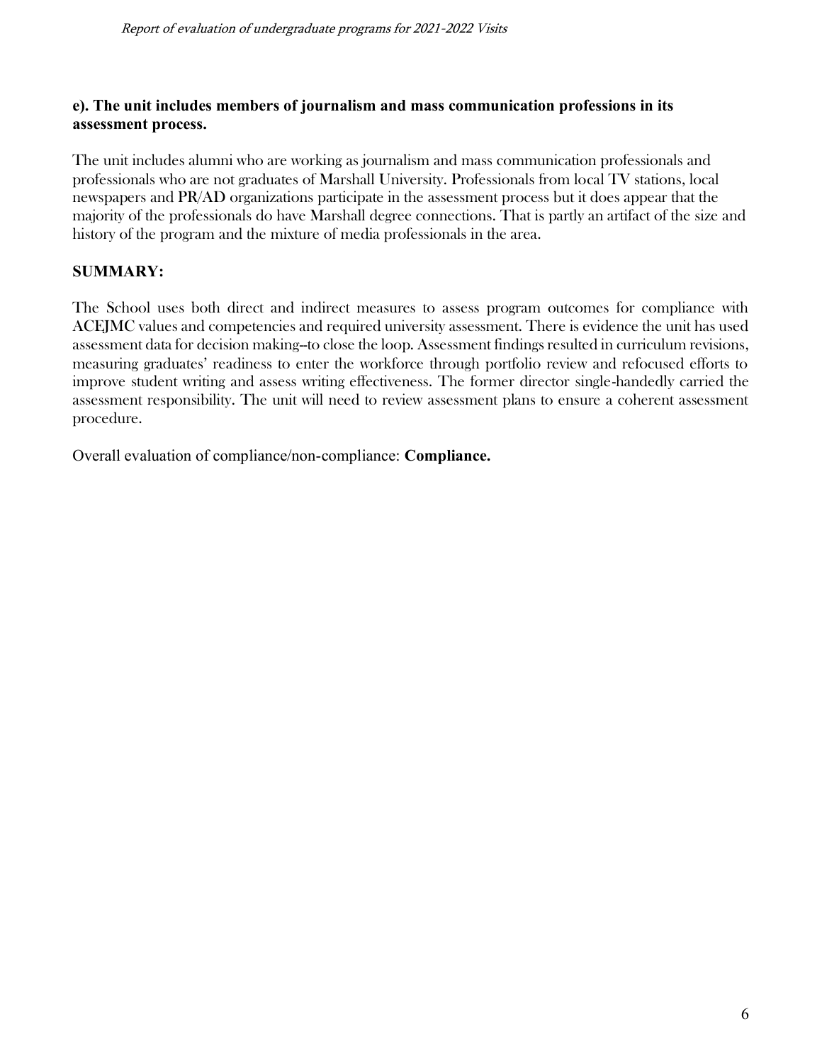**e). The unit includes members of journalism and mass communication professions in its assessment process.**

The unit includes alumni who are working as journalism and mass communication professionals and professionals who are not graduates of Marshall University. Professionals from local TV stations, local newspapers and PR/AD organizations participate in the assessment process but it does appear that the majority of the professionals do have Marshall degree connections. That is partly an artifact of the size and history of the program and the mixture of media professionals in the area.

**SUMMARY:**

The School uses both direct and indirect measures to assess program outcomes for compliance with ACEJMC values and competencies and required university assessment. There is evidence the unit has used assessment data for decision making--to close the loop. Assessment findings resulted in curriculum revisions, measuring graduates' readiness to enter the workforce through portfolio review and refocused efforts to improve student writing and assess writing effectiveness. The former director single-handedly carried the assessment responsibility. The unit will need to review assessment plans to ensure a coherent assessment procedure.

Overall evaluation of compliance/non-compliance: **Compliance.**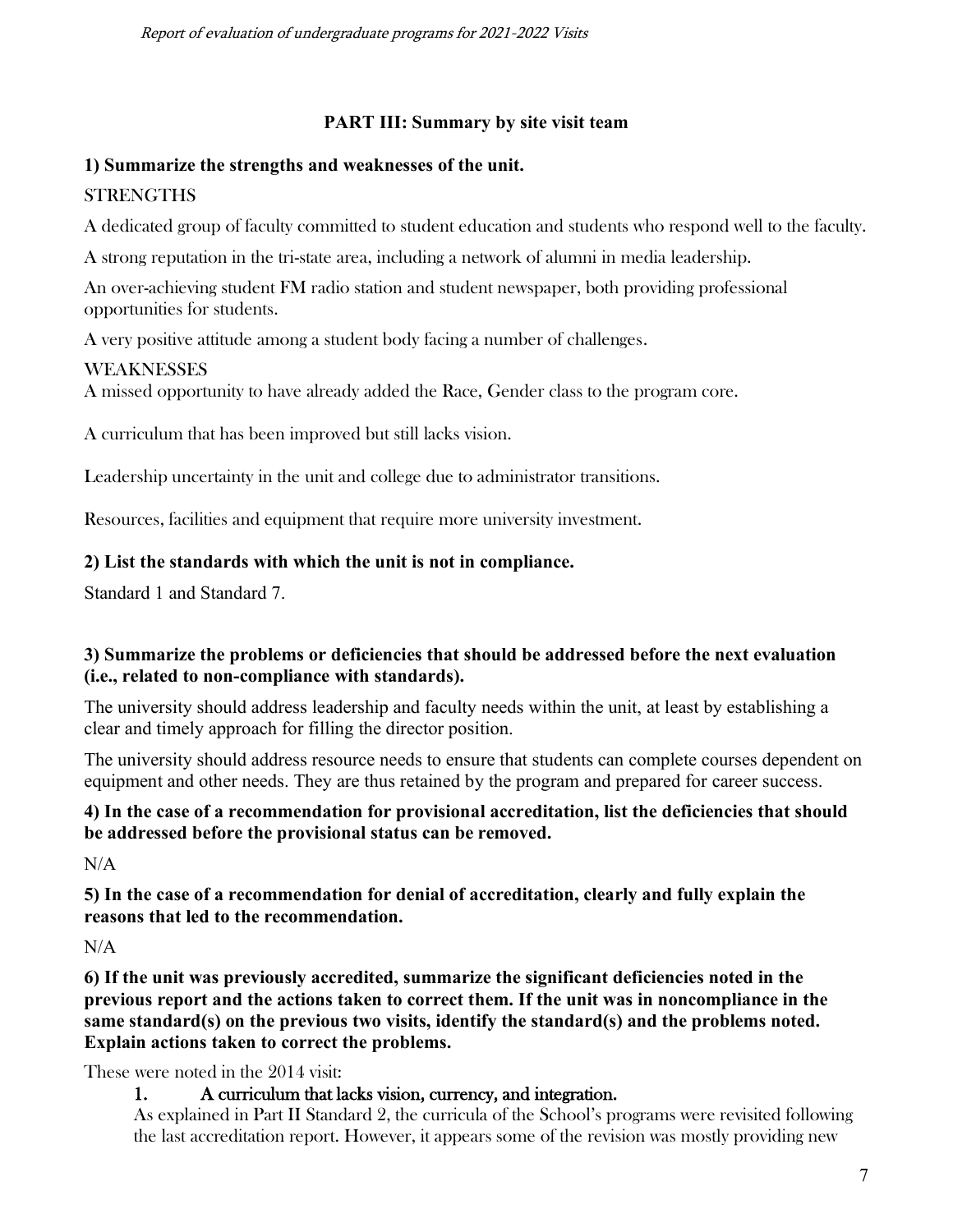## PART III: Summary by site visit team

### 1) Summarize the strengths and weaknesses of the unit.

STRENGTHS

A dedicated group of faculty committed to student education and students who respond well to the faculty.

A strong reputation in the tri-state area, including a network of alumni in media leadership.

An over-achieving student FM radio station and student newspaper, both providing professional opportunities for students.

A very positive attitude among a student body facing a number of challenges.

WEAKNESSES

A missed opportunity to have already added the Race, Gender class to the program core.

A curriculum that has been improved but still lacks vision.

Leadership uncertainty in the unit and college due to administrator transitions.

Resources, facilities and equipment that require more university investment.

### 2) List the standards with which the unit is not in compliance.

Standard 1 and Standard 7.

### 3) Summarize the problems or deficiencies that should be addressed before the next evaluation (i.e., related to non-compliance with standards).

The university should address leadership and faculty needs within the unit, at least by establishing a clear and timely approach for filling the director position.

The university should address resource needs to ensure that students can complete courses dependent on equipment and other needs. They are thus retained by the program and prepared for career success.

### 4) In the case of a recommendation for provisional accreditation, list the deficiencies that should be addressed before the provisional status can be removed.

N/A

### 5) In the case of a recommendation for denial of accreditation, clearly and fully explain the reasons that led to the recommendation.

N/A

### 6) If the unit was previously accredited, summarize the significant deficiencies noted in the previous report and the actions taken to correct them. If the unit was in noncompliance in the same standard(s) on the previous two visits, identify the standard(s) and the problems noted. Explain actions taken to correct the problems.

These were noted in the 2014 visit:

1. **A curriculum that lacks vision, currency, and integration.**

   As explained in Part II Standard 2, the curricula of the School's programs were revisited following the last accreditation report. However, it appears some of the revision was mostly providing new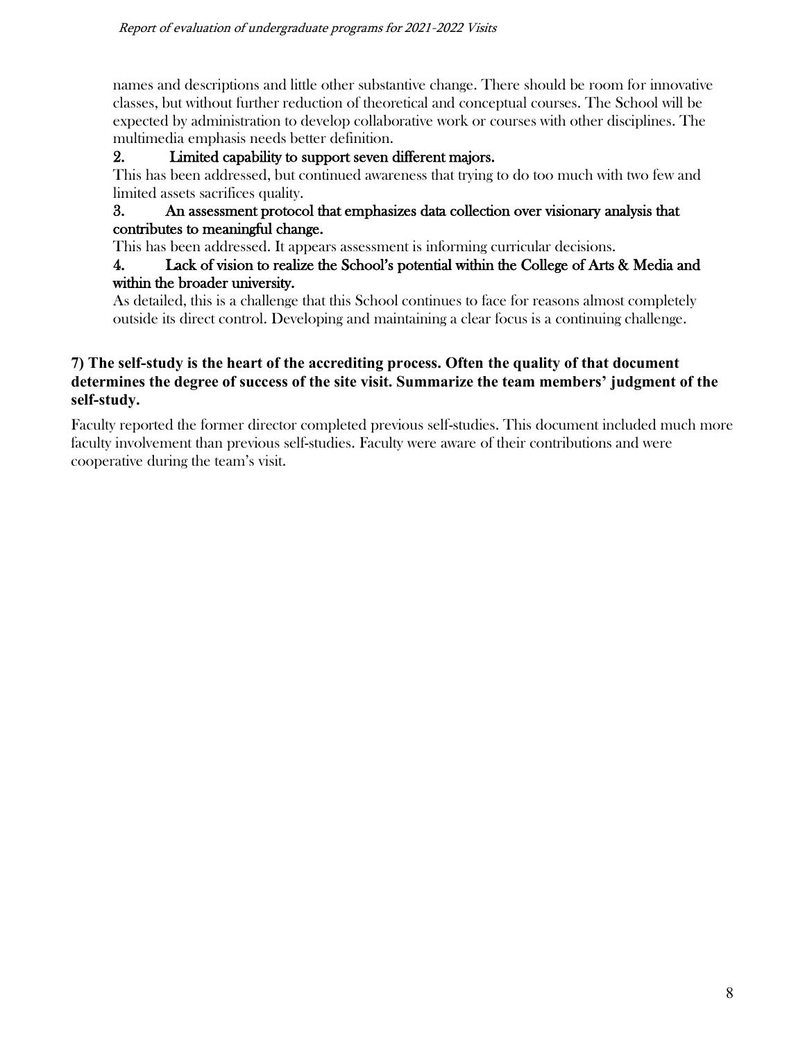names and descriptions and little other substantive change. There should be room for innovative classes, but without further reduction of theoretical and conceptual courses. The School will be expected by administration to develop collaborative work or courses with other disciplines. The multimedia emphasis needs better definition.

**2. Limited capability to support seven different majors.**

This has been addressed, but continued awareness that trying to do too much with two few and limited assets sacrifices quality.

**3. An assessment protocol that emphasizes data collection over visionary analysis that contributes to meaningful change.**

This has been addressed. It appears assessment is informing curricular decisions.

**4. Lack of vision to realize the School's potential within the College of Arts & Media and within the broader university.**

As detailed, this is a challenge that this School continues to face for reasons almost completely outside its direct control. Developing and maintaining a clear focus is a continuing challenge.

**7) The self-study is the heart of the accrediting process. Often the quality of that document determines the degree of success of the site visit. Summarize the team members' judgment of the self-study.**

Faculty reported the former director completed previous self-studies. This document included much more faculty involvement than previous self-studies. Faculty were aware of their contributions and were cooperative during the team's visit.